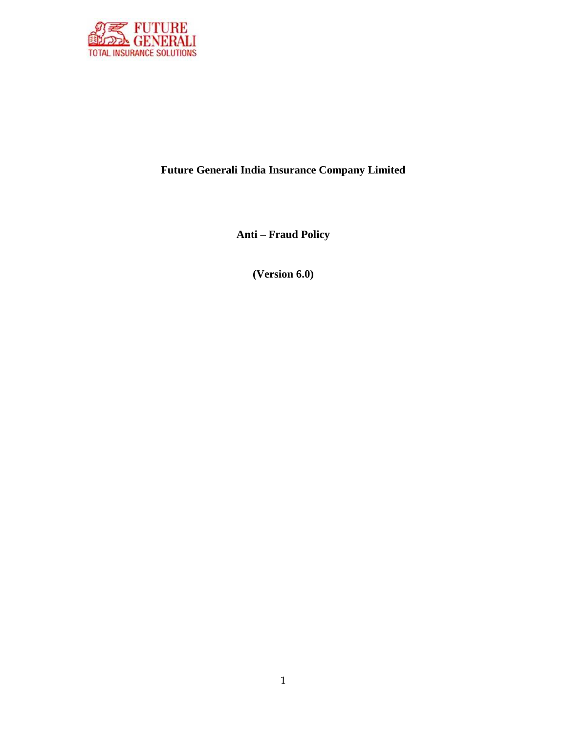**Future Generali India Insurance Company Limited**

**Anti – Fraud Policy**

**(Version 6.0)**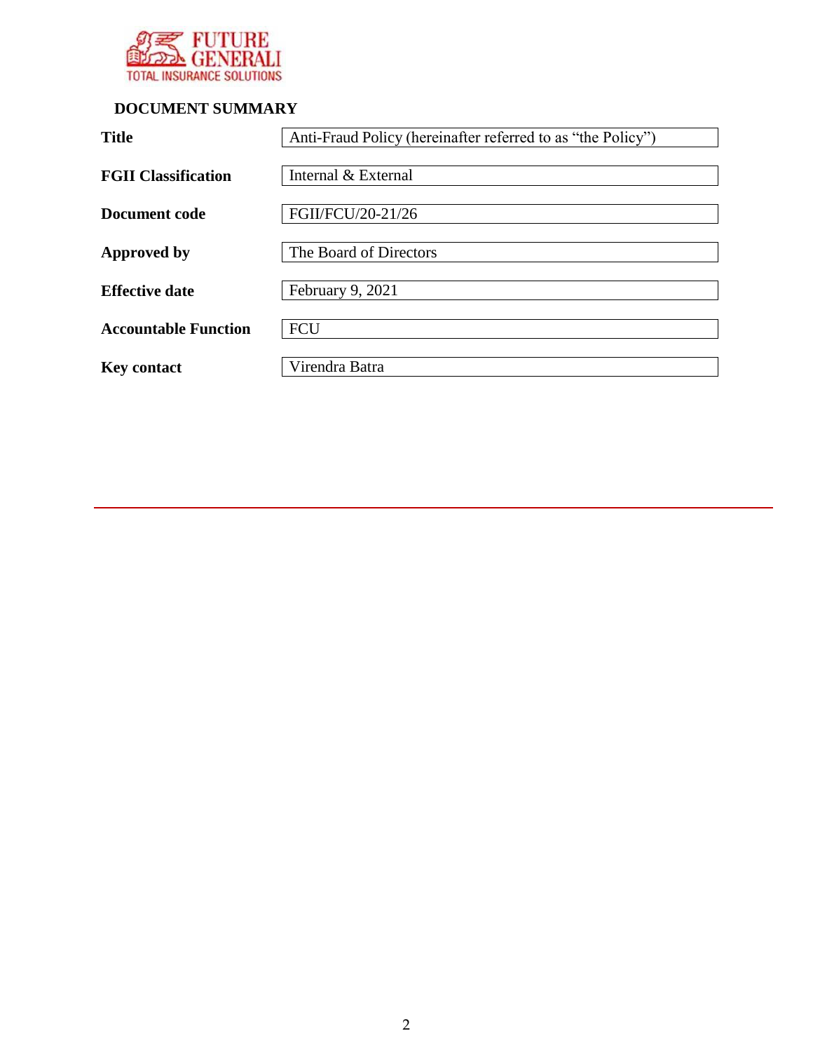## DOCUMENT SUMMARY

| | |
|---|---|
| **Title** | Anti-Fraud Policy (hereinafter referred to as "the Policy") |
| **FGII Classification** | Internal & External |
| **Document code** | FGII/FCU/20-21/26 |
| **Approved by** | The Board of Directors |
| **Effective date** | February 9, 2021 |
| **Accountable Function** | FCU |
| **Key contact** | Virendra Batra |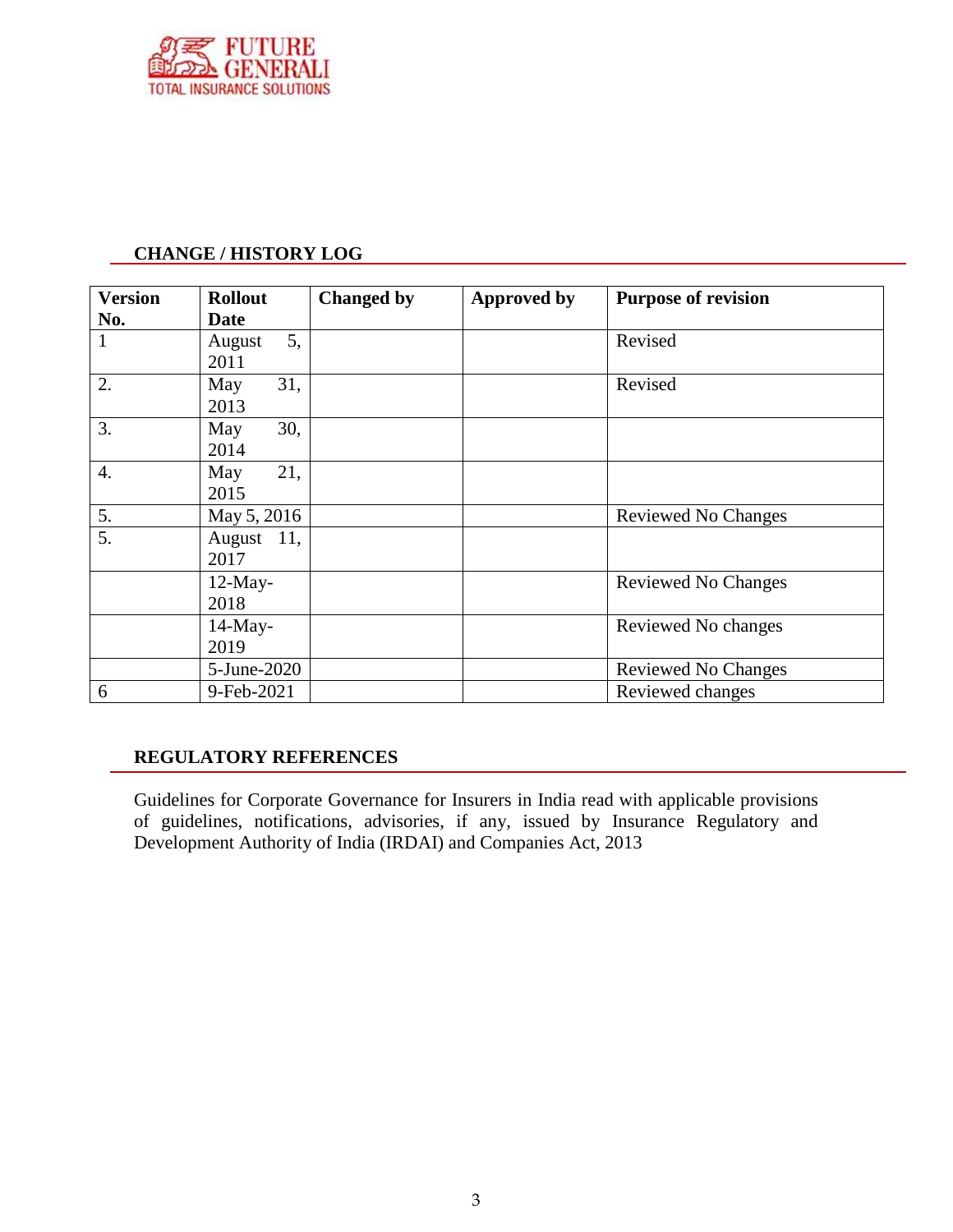## CHANGE / HISTORY LOG

| Version No. | Rollout Date | Changed by | Approved by | Purpose of revision |
|---|---|---|---|---|
| 1 | August 5, 2011 | | | Revised |
| 2. | May 31, 2013 | | | Revised |
| 3. | May 30, 2014 | | | |
| 4. | May 21, 2015 | | | |
| 5. | May 5, 2016 | | | Reviewed No Changes |
| 5. | August 11, 2017 | | | |
| | 12-May-2018 | | | Reviewed No Changes |
| | 14-May-2019 | | | Reviewed No changes |
| | 5-June-2020 | | | Reviewed No Changes |
| 6 | 9-Feb-2021 | | | Reviewed changes |

## REGULATORY REFERENCES

Guidelines for Corporate Governance for Insurers in India read with applicable provisions of guidelines, notifications, advisories, if any, issued by Insurance Regulatory and Development Authority of India (IRDAI) and Companies Act, 2013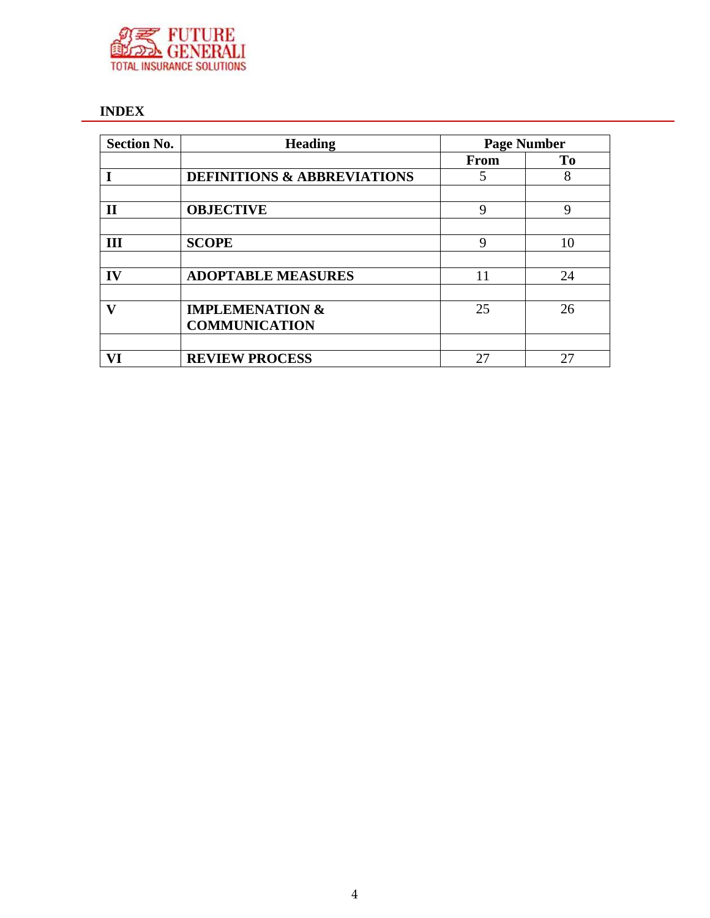## INDEX

| Section No. | Heading | Page Number | |
|---|---|---|---|
| | | From | To |
| I | DEFINITIONS & ABBREVIATIONS | 5 | 8 |
| | | | |
| II | OBJECTIVE | 9 | 9 |
| | | | |
| III | SCOPE | 9 | 10 |
| | | | |
| IV | ADOPTABLE MEASURES | 11 | 24 |
| | | | |
| V | IMPLEMENATION & COMMUNICATION | 25 | 26 |
| | | | |
| VI | REVIEW PROCESS | 27 | 27 |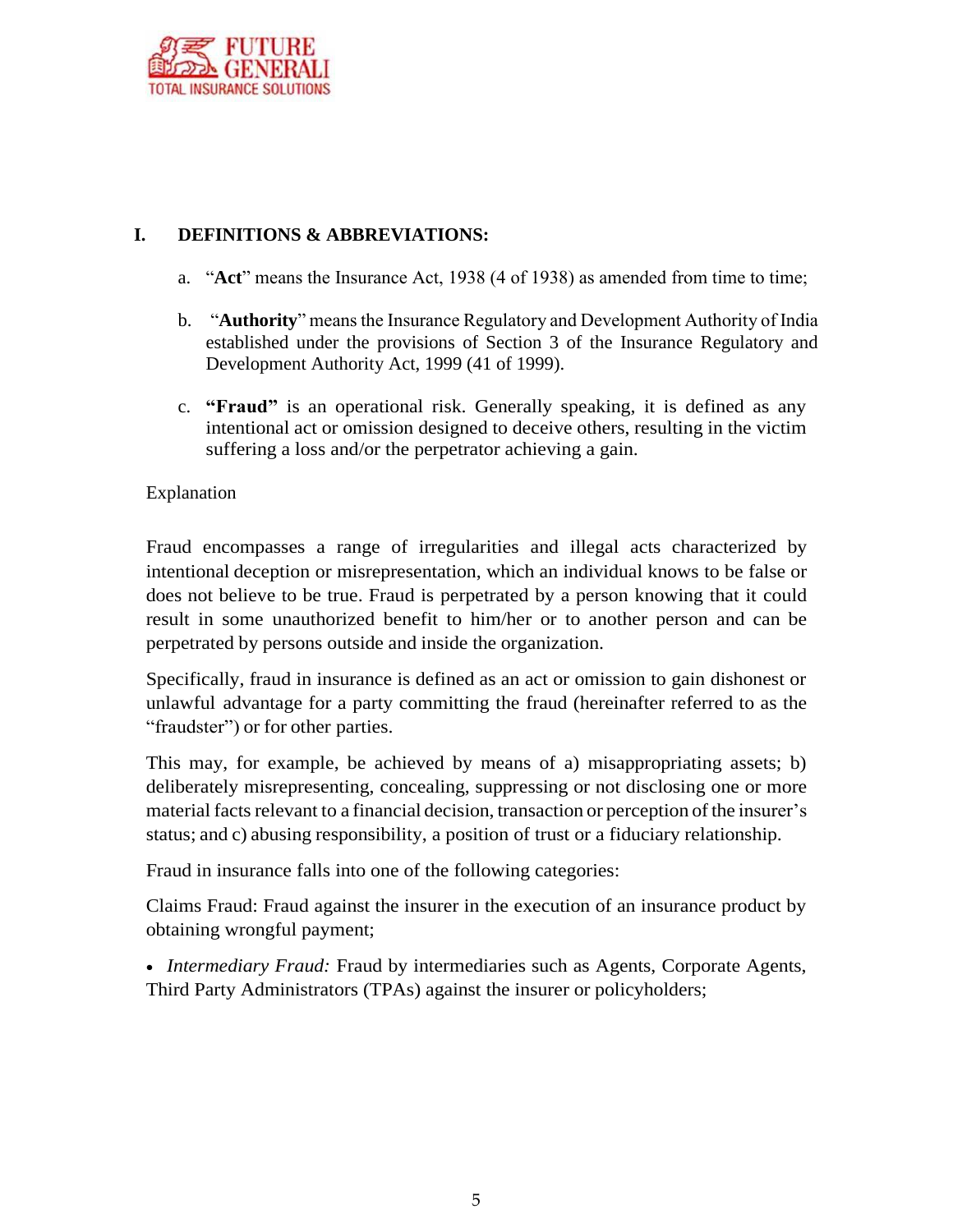## I. DEFINITIONS & ABBREVIATIONS:

a. "**Act**" means the Insurance Act, 1938 (4 of 1938) as amended from time to time;

b. "**Authority**" means the Insurance Regulatory and Development Authority of India established under the provisions of Section 3 of the Insurance Regulatory and Development Authority Act, 1999 (41 of 1999).

c. **"Fraud"** is an operational risk. Generally speaking, it is defined as any intentional act or omission designed to deceive others, resulting in the victim suffering a loss and/or the perpetrator achieving a gain.

Explanation

Fraud encompasses a range of irregularities and illegal acts characterized by intentional deception or misrepresentation, which an individual knows to be false or does not believe to be true. Fraud is perpetrated by a person knowing that it could result in some unauthorized benefit to him/her or to another person and can be perpetrated by persons outside and inside the organization.

Specifically, fraud in insurance is defined as an act or omission to gain dishonest or unlawful advantage for a party committing the fraud (hereinafter referred to as the "fraudster") or for other parties.

This may, for example, be achieved by means of a) misappropriating assets; b) deliberately misrepresenting, concealing, suppressing or not disclosing one or more material facts relevant to a financial decision, transaction or perception of the insurer's status; and c) abusing responsibility, a position of trust or a fiduciary relationship.

Fraud in insurance falls into one of the following categories:

Claims Fraud: Fraud against the insurer in the execution of an insurance product by obtaining wrongful payment;

- *Intermediary Fraud:* Fraud by intermediaries such as Agents, Corporate Agents, Third Party Administrators (TPAs) against the insurer or policyholders;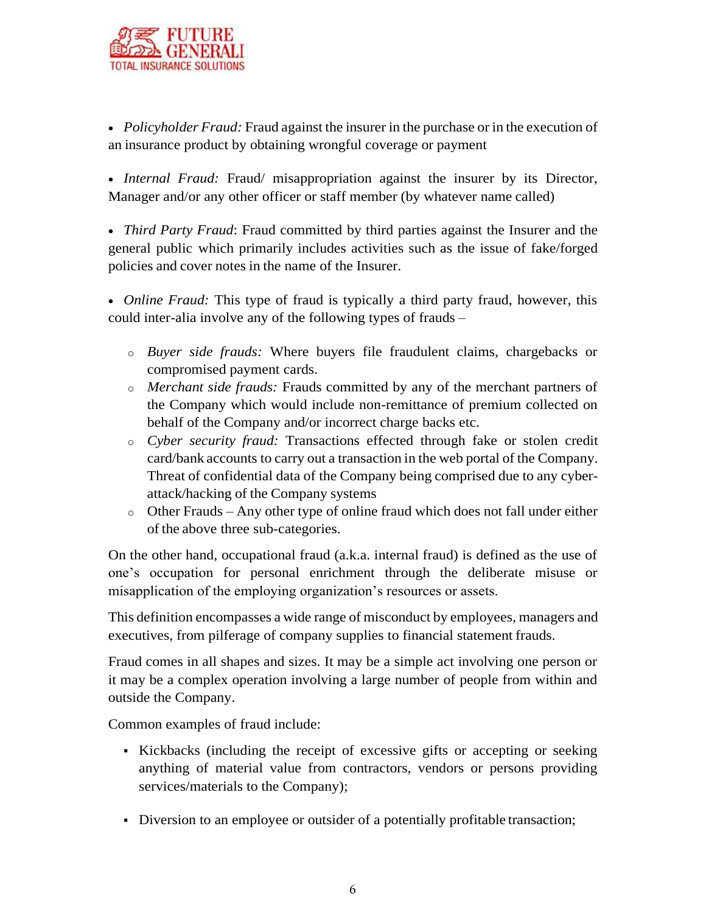- *Policyholder Fraud:* Fraud against the insurer in the purchase or in the execution of an insurance product by obtaining wrongful coverage or payment

- *Internal Fraud:* Fraud/ misappropriation against the insurer by its Director, Manager and/or any other officer or staff member (by whatever name called)

- *Third Party Fraud*: Fraud committed by third parties against the Insurer and the general public which primarily includes activities such as the issue of fake/forged policies and cover notes in the name of the Insurer.

- *Online Fraud:* This type of fraud is typically a third party fraud, however, this could inter-alia involve any of the following types of frauds –

    - *Buyer side frauds:* Where buyers file fraudulent claims, chargebacks or compromised payment cards.
    - *Merchant side frauds:* Frauds committed by any of the merchant partners of the Company which would include non-remittance of premium collected on behalf of the Company and/or incorrect charge backs etc.
    - *Cyber security fraud:* Transactions effected through fake or stolen credit card/bank accounts to carry out a transaction in the web portal of the Company. Threat of confidential data of the Company being comprised due to any cyber-attack/hacking of the Company systems
    - Other Frauds – Any other type of online fraud which does not fall under either of the above three sub-categories.

On the other hand, occupational fraud (a.k.a. internal fraud) is defined as the use of one's occupation for personal enrichment through the deliberate misuse or misapplication of the employing organization's resources or assets.

This definition encompasses a wide range of misconduct by employees, managers and executives, from pilferage of company supplies to financial statement frauds.

Fraud comes in all shapes and sizes. It may be a simple act involving one person or it may be a complex operation involving a large number of people from within and outside the Company.

Common examples of fraud include:

- Kickbacks (including the receipt of excessive gifts or accepting or seeking anything of material value from contractors, vendors or persons providing services/materials to the Company);

- Diversion to an employee or outsider of a potentially profitable transaction;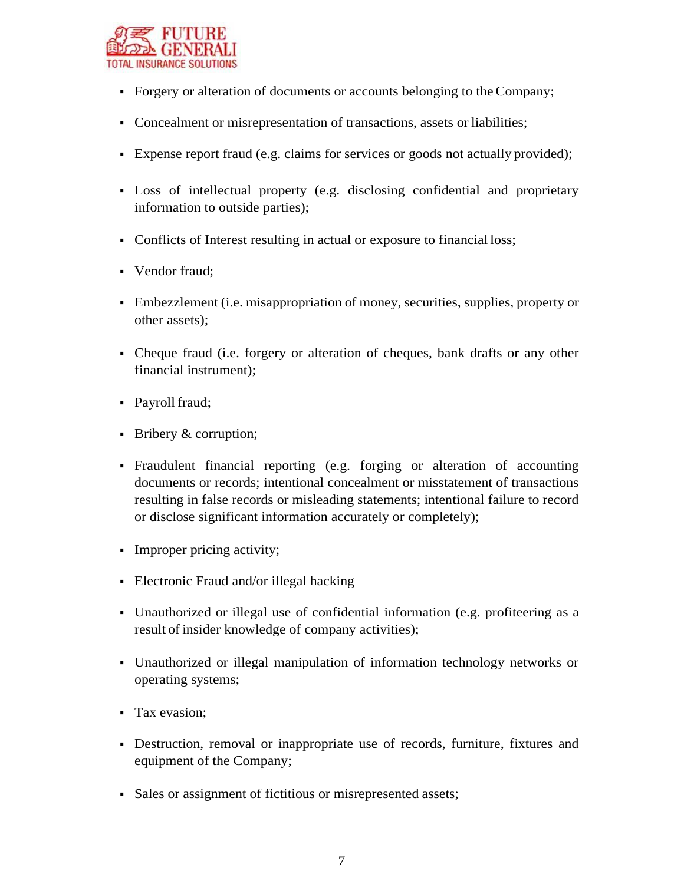- Forgery or alteration of documents or accounts belonging to the Company;
- Concealment or misrepresentation of transactions, assets or liabilities;
- Expense report fraud (e.g. claims for services or goods not actually provided);
- Loss of intellectual property (e.g. disclosing confidential and proprietary information to outside parties);
- Conflicts of Interest resulting in actual or exposure to financial loss;
- Vendor fraud;
- Embezzlement (i.e. misappropriation of money, securities, supplies, property or other assets);
- Cheque fraud (i.e. forgery or alteration of cheques, bank drafts or any other financial instrument);
- Payroll fraud;
- Bribery & corruption;
- Fraudulent financial reporting (e.g. forging or alteration of accounting documents or records; intentional concealment or misstatement of transactions resulting in false records or misleading statements; intentional failure to record or disclose significant information accurately or completely);
- Improper pricing activity;
- Electronic Fraud and/or illegal hacking
- Unauthorized or illegal use of confidential information (e.g. profiteering as a result of insider knowledge of company activities);
- Unauthorized or illegal manipulation of information technology networks or operating systems;
- Tax evasion;
- Destruction, removal or inappropriate use of records, furniture, fixtures and equipment of the Company;
- Sales or assignment of fictitious or misrepresented assets;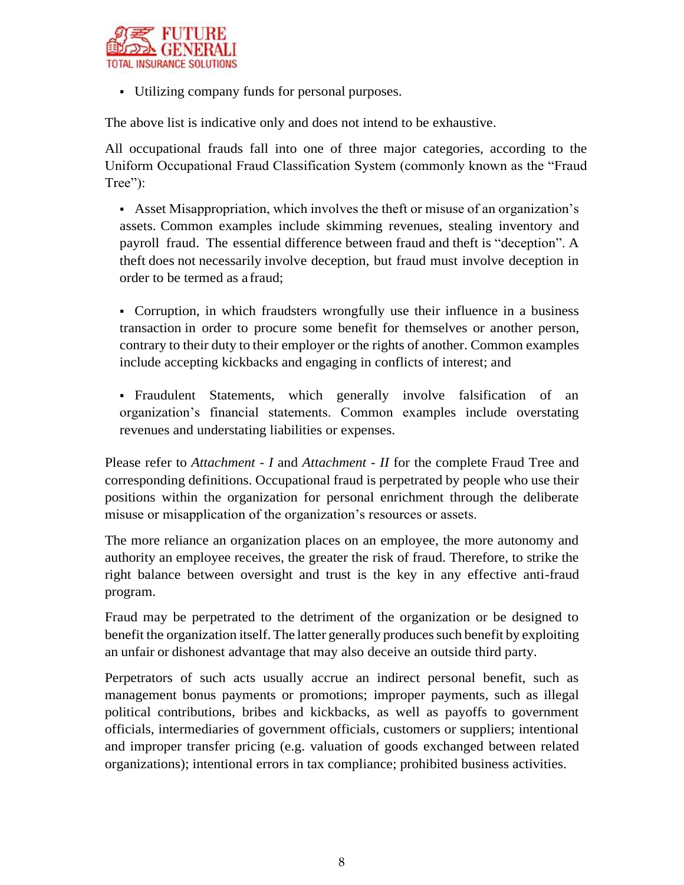- Utilizing company funds for personal purposes.

The above list is indicative only and does not intend to be exhaustive.

All occupational frauds fall into one of three major categories, according to the Uniform Occupational Fraud Classification System (commonly known as the "Fraud Tree"):

- Asset Misappropriation, which involves the theft or misuse of an organization's assets. Common examples include skimming revenues, stealing inventory and payroll fraud. The essential difference between fraud and theft is "deception". A theft does not necessarily involve deception, but fraud must involve deception in order to be termed as a fraud;

- Corruption, in which fraudsters wrongfully use their influence in a business transaction in order to procure some benefit for themselves or another person, contrary to their duty to their employer or the rights of another. Common examples include accepting kickbacks and engaging in conflicts of interest; and

- Fraudulent Statements, which generally involve falsification of an organization's financial statements. Common examples include overstating revenues and understating liabilities or expenses.

Please refer to *Attachment - I* and *Attachment - II* for the complete Fraud Tree and corresponding definitions. Occupational fraud is perpetrated by people who use their positions within the organization for personal enrichment through the deliberate misuse or misapplication of the organization's resources or assets.

The more reliance an organization places on an employee, the more autonomy and authority an employee receives, the greater the risk of fraud. Therefore, to strike the right balance between oversight and trust is the key in any effective anti-fraud program.

Fraud may be perpetrated to the detriment of the organization or be designed to benefit the organization itself. The latter generally produces such benefit by exploiting an unfair or dishonest advantage that may also deceive an outside third party.

Perpetrators of such acts usually accrue an indirect personal benefit, such as management bonus payments or promotions; improper payments, such as illegal political contributions, bribes and kickbacks, as well as payoffs to government officials, intermediaries of government officials, customers or suppliers; intentional and improper transfer pricing (e.g. valuation of goods exchanged between related organizations); intentional errors in tax compliance; prohibited business activities.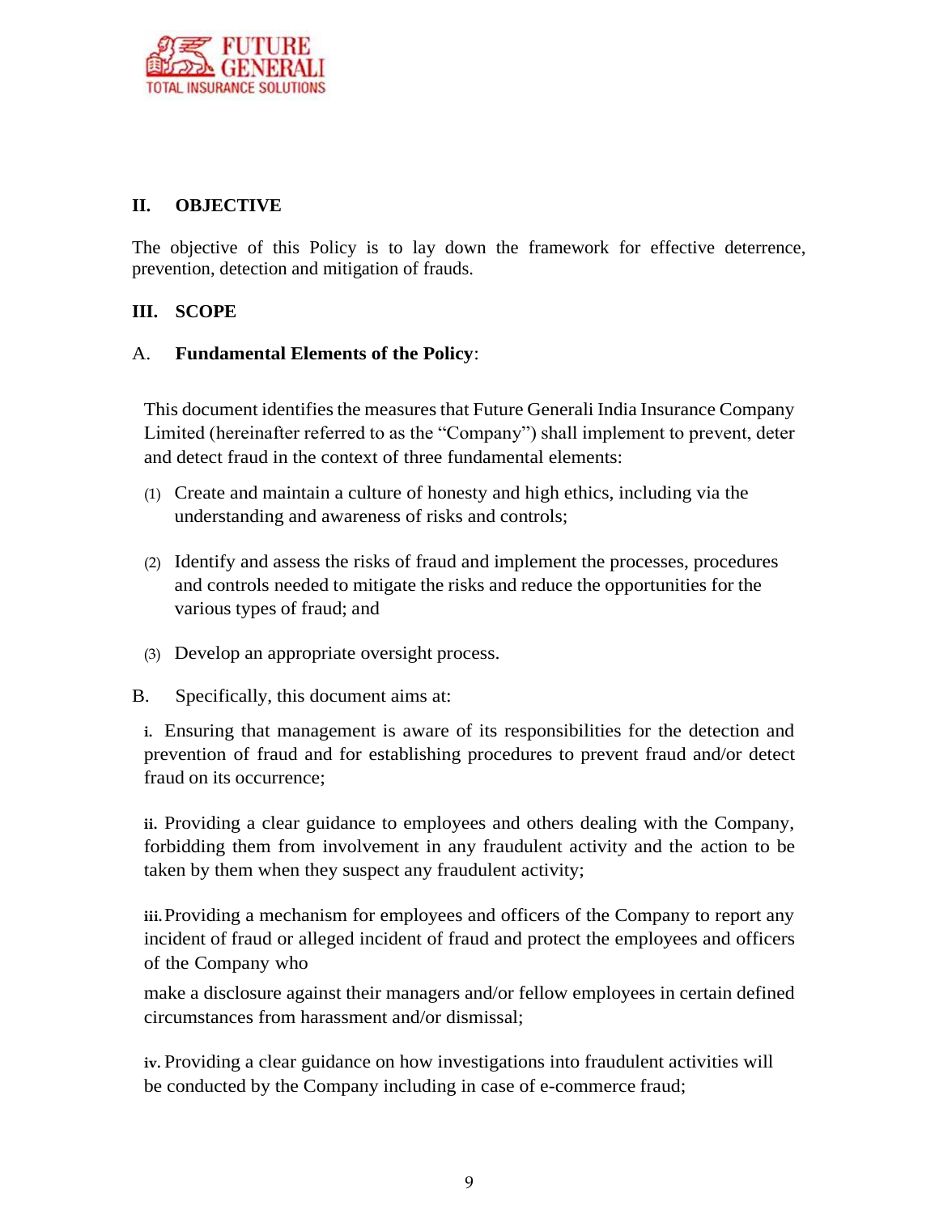## II. OBJECTIVE

The objective of this Policy is to lay down the framework for effective deterrence, prevention, detection and mitigation of frauds.

## III. SCOPE

### A. **Fundamental Elements of the Policy**:

This document identifies the measures that Future Generali India Insurance Company Limited (hereinafter referred to as the "Company") shall implement to prevent, deter and detect fraud in the context of three fundamental elements:

(1) Create and maintain a culture of honesty and high ethics, including via the understanding and awareness of risks and controls;

(2) Identify and assess the risks of fraud and implement the processes, procedures and controls needed to mitigate the risks and reduce the opportunities for the various types of fraud; and

(3) Develop an appropriate oversight process.

### B. Specifically, this document aims at:

**i.** Ensuring that management is aware of its responsibilities for the detection and prevention of fraud and for establishing procedures to prevent fraud and/or detect fraud on its occurrence;

**ii.** Providing a clear guidance to employees and others dealing with the Company, forbidding them from involvement in any fraudulent activity and the action to be taken by them when they suspect any fraudulent activity;

**iii.** Providing a mechanism for employees and officers of the Company to report any incident of fraud or alleged incident of fraud and protect the employees and officers of the Company who make a disclosure against their managers and/or fellow employees in certain defined circumstances from harassment and/or dismissal;

**iv.** Providing a clear guidance on how investigations into fraudulent activities will be conducted by the Company including in case of e-commerce fraud;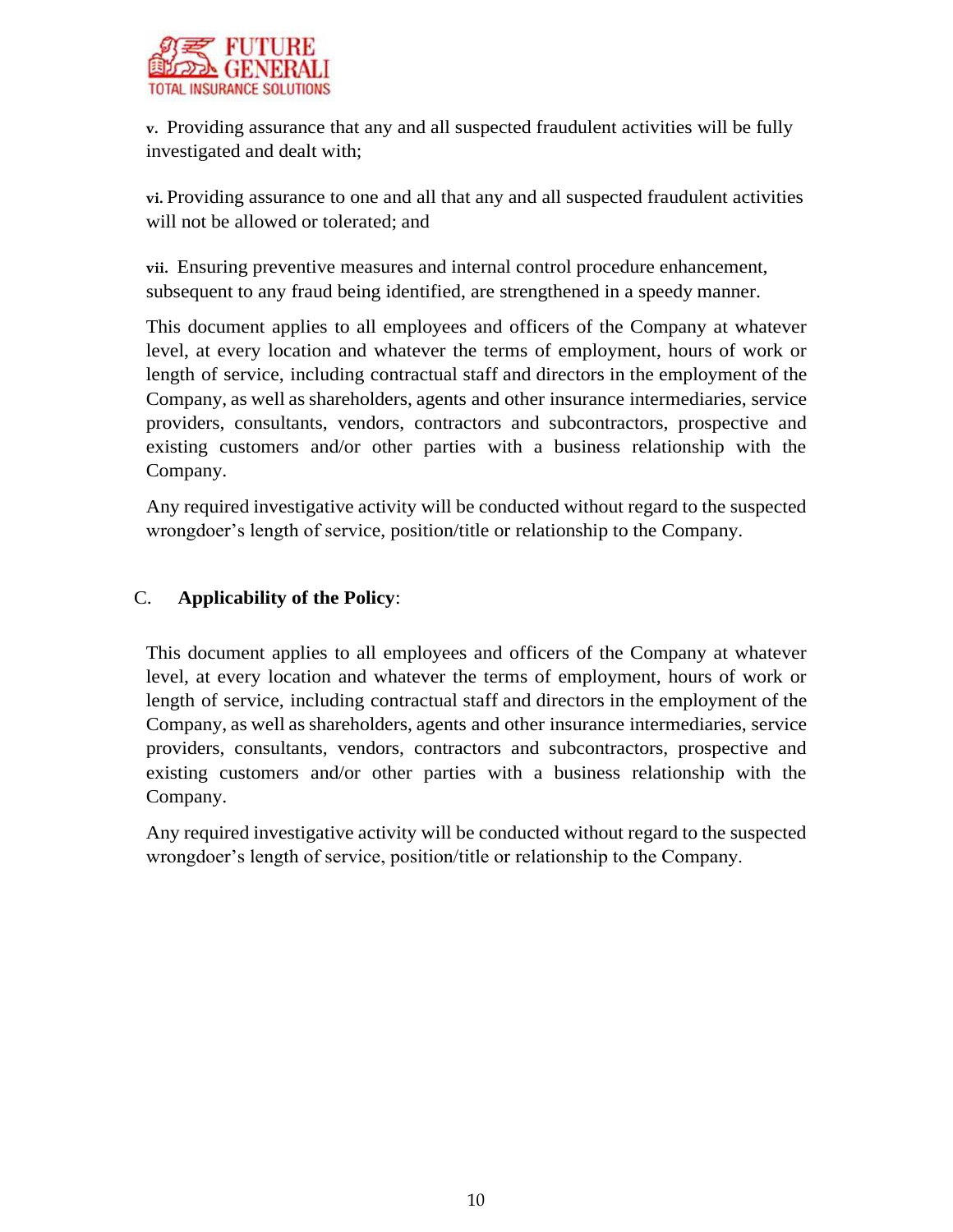v. Providing assurance that any and all suspected fraudulent activities will be fully investigated and dealt with;

vi. Providing assurance to one and all that any and all suspected fraudulent activities will not be allowed or tolerated; and

vii. Ensuring preventive measures and internal control procedure enhancement, subsequent to any fraud being identified, are strengthened in a speedy manner.

This document applies to all employees and officers of the Company at whatever level, at every location and whatever the terms of employment, hours of work or length of service, including contractual staff and directors in the employment of the Company, as well as shareholders, agents and other insurance intermediaries, service providers, consultants, vendors, contractors and subcontractors, prospective and existing customers and/or other parties with a business relationship with the Company.

Any required investigative activity will be conducted without regard to the suspected wrongdoer's length of service, position/title or relationship to the Company.

## C. **Applicability of the Policy**:

This document applies to all employees and officers of the Company at whatever level, at every location and whatever the terms of employment, hours of work or length of service, including contractual staff and directors in the employment of the Company, as well as shareholders, agents and other insurance intermediaries, service providers, consultants, vendors, contractors and subcontractors, prospective and existing customers and/or other parties with a business relationship with the Company.

Any required investigative activity will be conducted without regard to the suspected wrongdoer's length of service, position/title or relationship to the Company.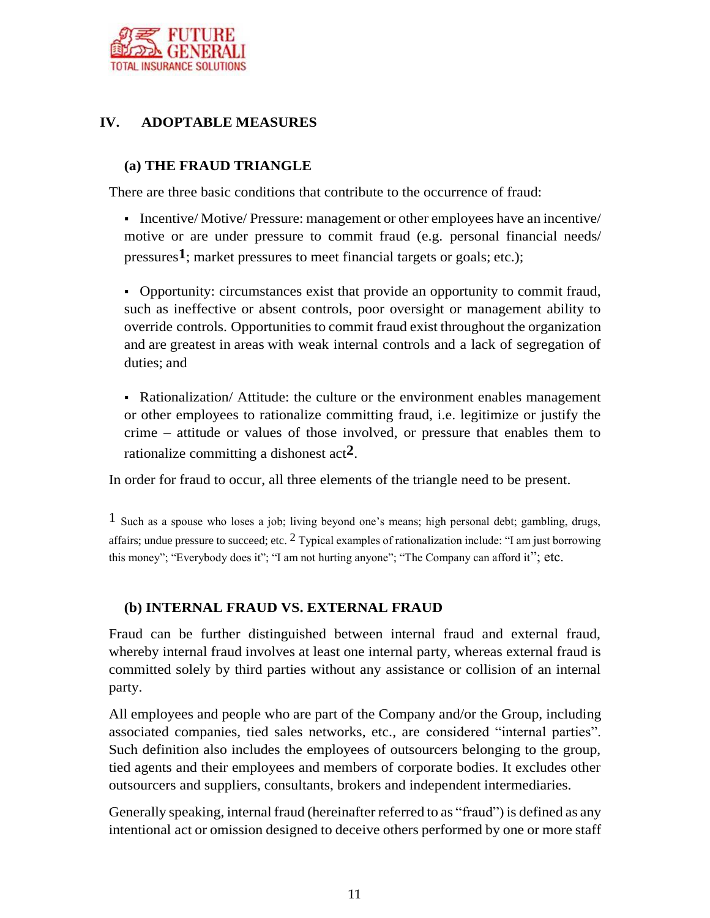## IV. ADOPTABLE MEASURES

### (a) THE FRAUD TRIANGLE

There are three basic conditions that contribute to the occurrence of fraud:

- Incentive/ Motive/ Pressure: management or other employees have an incentive/ motive or are under pressure to commit fraud (e.g. personal financial needs/ pressures[1]; market pressures to meet financial targets or goals; etc.);

- Opportunity: circumstances exist that provide an opportunity to commit fraud, such as ineffective or absent controls, poor oversight or management ability to override controls. Opportunities to commit fraud exist throughout the organization and are greatest in areas with weak internal controls and a lack of segregation of duties; and

- Rationalization/ Attitude: the culture or the environment enables management or other employees to rationalize committing fraud, i.e. legitimize or justify the crime – attitude or values of those involved, or pressure that enables them to rationalize committing a dishonest act[2].

In order for fraud to occur, all three elements of the triangle need to be present.

[1] Such as a spouse who loses a job; living beyond one's means; high personal debt; gambling, drugs, affairs; undue pressure to succeed; etc. [2] Typical examples of rationalization include: "I am just borrowing this money"; "Everybody does it"; "I am not hurting anyone"; "The Company can afford it"; etc.

### (b) INTERNAL FRAUD VS. EXTERNAL FRAUD

Fraud can be further distinguished between internal fraud and external fraud, whereby internal fraud involves at least one internal party, whereas external fraud is committed solely by third parties without any assistance or collision of an internal party.

All employees and people who are part of the Company and/or the Group, including associated companies, tied sales networks, etc., are considered "internal parties". Such definition also includes the employees of outsourcers belonging to the group, tied agents and their employees and members of corporate bodies. It excludes other outsourcers and suppliers, consultants, brokers and independent intermediaries.

Generally speaking, internal fraud (hereinafter referred to as "fraud") is defined as any intentional act or omission designed to deceive others performed by one or more staff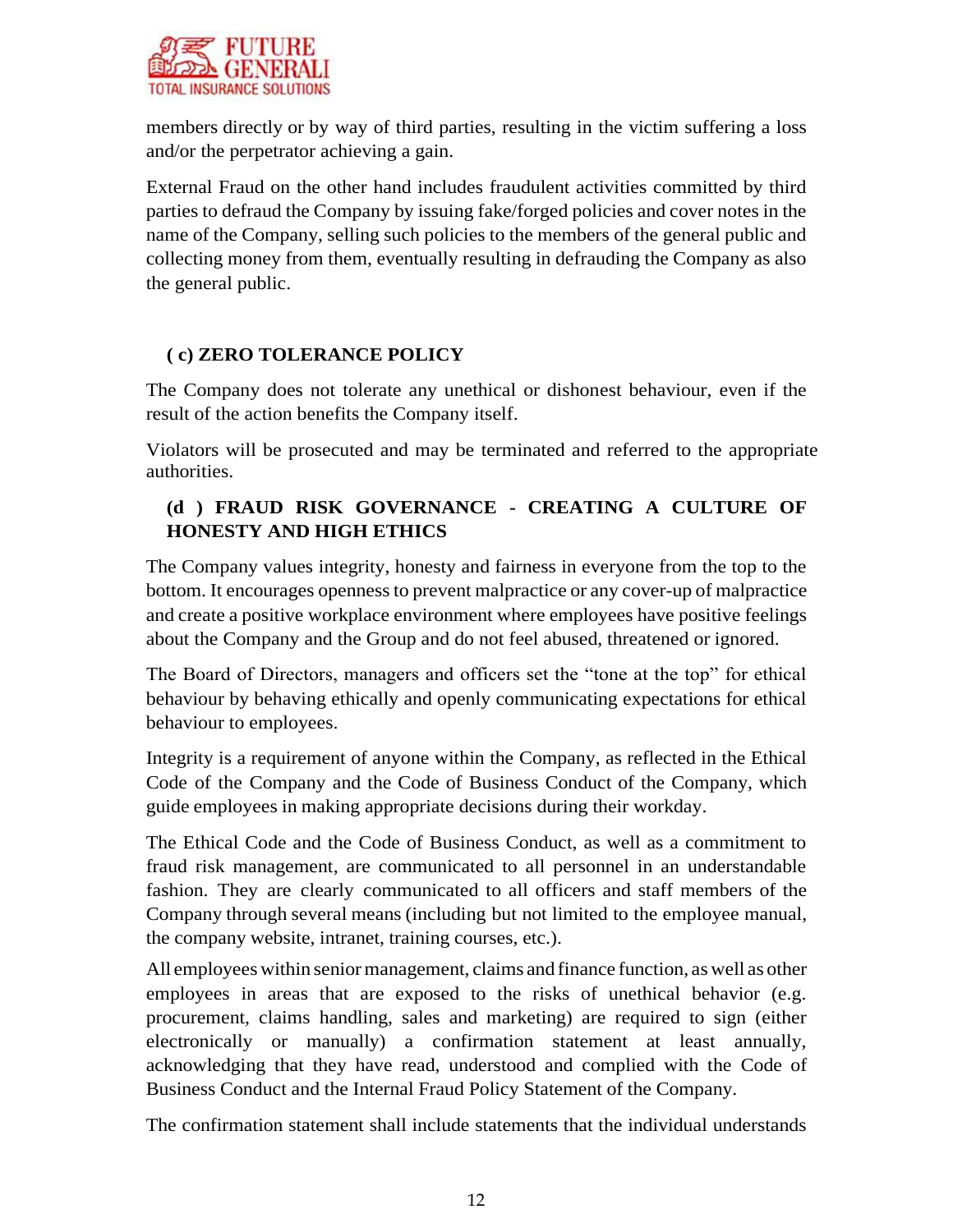members directly or by way of third parties, resulting in the victim suffering a loss and/or the perpetrator achieving a gain.

External Fraud on the other hand includes fraudulent activities committed by third parties to defraud the Company by issuing fake/forged policies and cover notes in the name of the Company, selling such policies to the members of the general public and collecting money from them, eventually resulting in defrauding the Company as also the general public.

### ( c) ZERO TOLERANCE POLICY

The Company does not tolerate any unethical or dishonest behaviour, even if the result of the action benefits the Company itself.

Violators will be prosecuted and may be terminated and referred to the appropriate authorities.

### (d ) FRAUD RISK GOVERNANCE - CREATING A CULTURE OF HONESTY AND HIGH ETHICS

The Company values integrity, honesty and fairness in everyone from the top to the bottom. It encourages openness to prevent malpractice or any cover-up of malpractice and create a positive workplace environment where employees have positive feelings about the Company and the Group and do not feel abused, threatened or ignored.

The Board of Directors, managers and officers set the "tone at the top" for ethical behaviour by behaving ethically and openly communicating expectations for ethical behaviour to employees.

Integrity is a requirement of anyone within the Company, as reflected in the Ethical Code of the Company and the Code of Business Conduct of the Company, which guide employees in making appropriate decisions during their workday.

The Ethical Code and the Code of Business Conduct, as well as a commitment to fraud risk management, are communicated to all personnel in an understandable fashion. They are clearly communicated to all officers and staff members of the Company through several means (including but not limited to the employee manual, the company website, intranet, training courses, etc.).

All employees within senior management, claims and finance function, as well as other employees in areas that are exposed to the risks of unethical behavior (e.g. procurement, claims handling, sales and marketing) are required to sign (either electronically or manually) a confirmation statement at least annually, acknowledging that they have read, understood and complied with the Code of Business Conduct and the Internal Fraud Policy Statement of the Company.

The confirmation statement shall include statements that the individual understands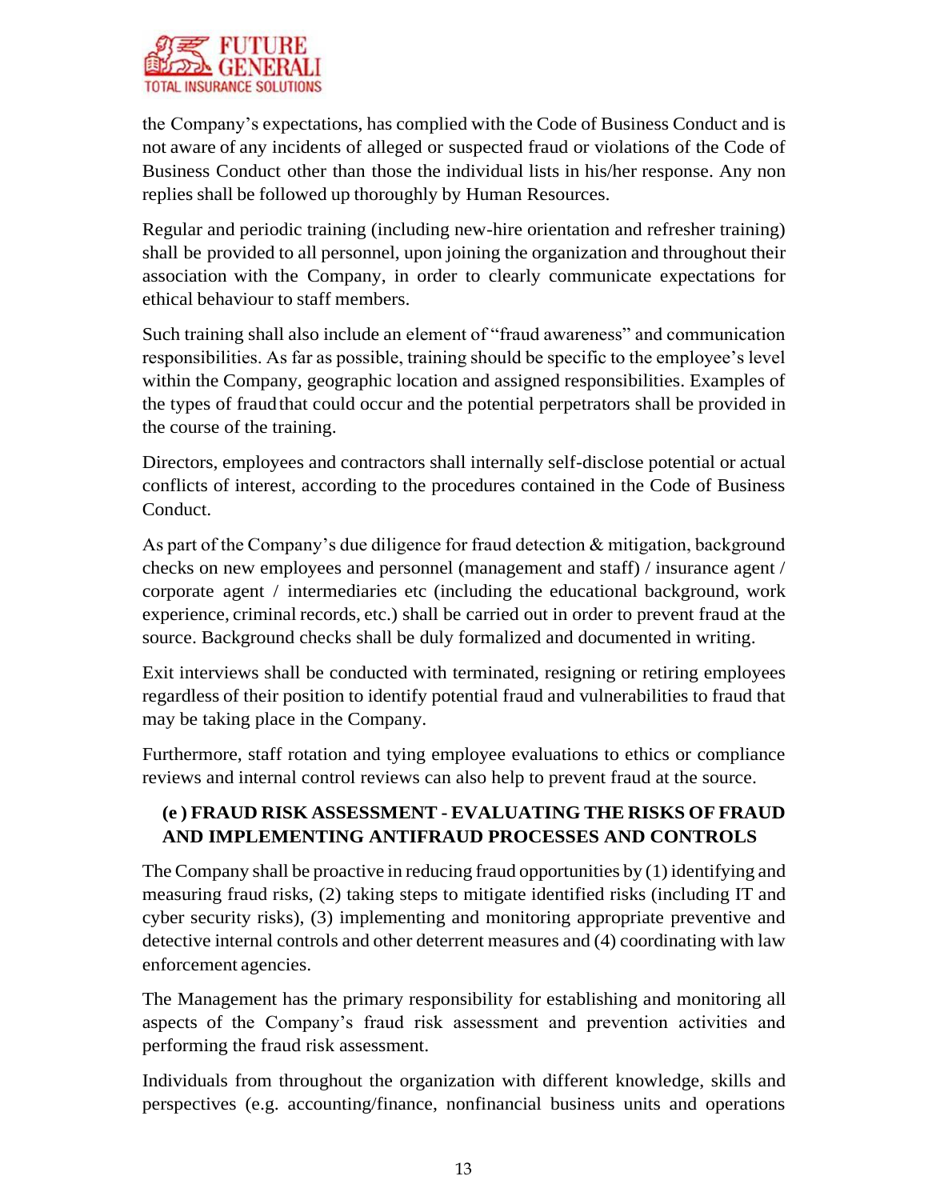the Company's expectations, has complied with the Code of Business Conduct and is not aware of any incidents of alleged or suspected fraud or violations of the Code of Business Conduct other than those the individual lists in his/her response. Any non replies shall be followed up thoroughly by Human Resources.

Regular and periodic training (including new-hire orientation and refresher training) shall be provided to all personnel, upon joining the organization and throughout their association with the Company, in order to clearly communicate expectations for ethical behaviour to staff members.

Such training shall also include an element of "fraud awareness" and communication responsibilities. As far as possible, training should be specific to the employee's level within the Company, geographic location and assigned responsibilities. Examples of the types of fraud that could occur and the potential perpetrators shall be provided in the course of the training.

Directors, employees and contractors shall internally self-disclose potential or actual conflicts of interest, according to the procedures contained in the Code of Business Conduct.

As part of the Company's due diligence for fraud detection & mitigation, background checks on new employees and personnel (management and staff) / insurance agent / corporate agent / intermediaries etc (including the educational background, work experience, criminal records, etc.) shall be carried out in order to prevent fraud at the source. Background checks shall be duly formalized and documented in writing.

Exit interviews shall be conducted with terminated, resigning or retiring employees regardless of their position to identify potential fraud and vulnerabilities to fraud that may be taking place in the Company.

Furthermore, staff rotation and tying employee evaluations to ethics or compliance reviews and internal control reviews can also help to prevent fraud at the source.

### (e ) FRAUD RISK ASSESSMENT - EVALUATING THE RISKS OF FRAUD AND IMPLEMENTING ANTIFRAUD PROCESSES AND CONTROLS

The Company shall be proactive in reducing fraud opportunities by (1) identifying and measuring fraud risks, (2) taking steps to mitigate identified risks (including IT and cyber security risks), (3) implementing and monitoring appropriate preventive and detective internal controls and other deterrent measures and (4) coordinating with law enforcement agencies.

The Management has the primary responsibility for establishing and monitoring all aspects of the Company's fraud risk assessment and prevention activities and performing the fraud risk assessment.

Individuals from throughout the organization with different knowledge, skills and perspectives (e.g. accounting/finance, nonfinancial business units and operations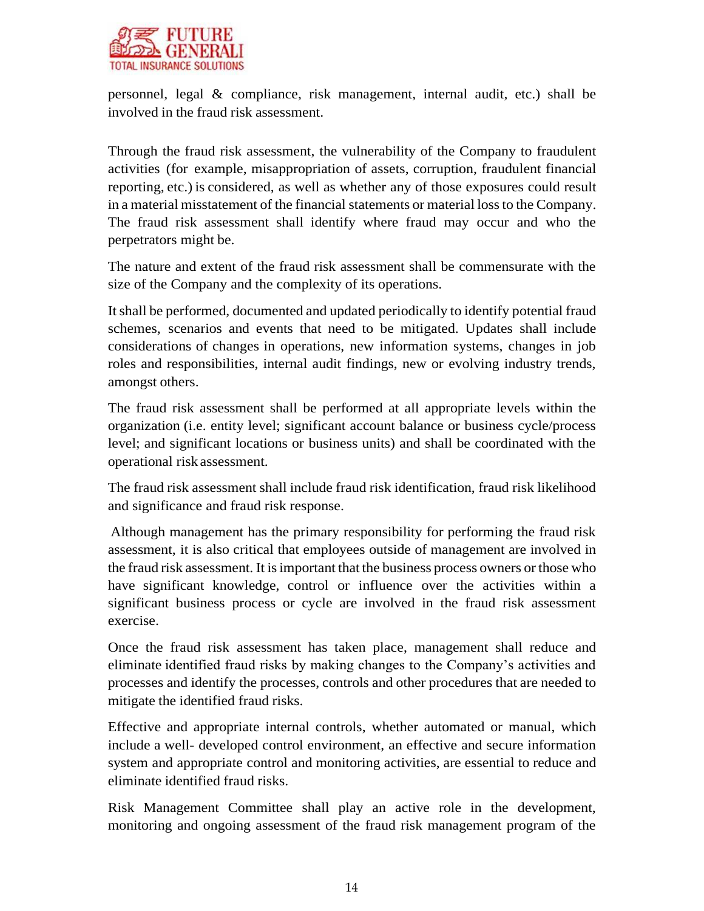personnel, legal & compliance, risk management, internal audit, etc.) shall be involved in the fraud risk assessment.

Through the fraud risk assessment, the vulnerability of the Company to fraudulent activities (for example, misappropriation of assets, corruption, fraudulent financial reporting, etc.) is considered, as well as whether any of those exposures could result in a material misstatement of the financial statements or material loss to the Company. The fraud risk assessment shall identify where fraud may occur and who the perpetrators might be.

The nature and extent of the fraud risk assessment shall be commensurate with the size of the Company and the complexity of its operations.

It shall be performed, documented and updated periodically to identify potential fraud schemes, scenarios and events that need to be mitigated. Updates shall include considerations of changes in operations, new information systems, changes in job roles and responsibilities, internal audit findings, new or evolving industry trends, amongst others.

The fraud risk assessment shall be performed at all appropriate levels within the organization (i.e. entity level; significant account balance or business cycle/process level; and significant locations or business units) and shall be coordinated with the operational risk assessment.

The fraud risk assessment shall include fraud risk identification, fraud risk likelihood and significance and fraud risk response.

Although management has the primary responsibility for performing the fraud risk assessment, it is also critical that employees outside of management are involved in the fraud risk assessment. It is important that the business process owners or those who have significant knowledge, control or influence over the activities within a significant business process or cycle are involved in the fraud risk assessment exercise.

Once the fraud risk assessment has taken place, management shall reduce and eliminate identified fraud risks by making changes to the Company's activities and processes and identify the processes, controls and other procedures that are needed to mitigate the identified fraud risks.

Effective and appropriate internal controls, whether automated or manual, which include a well- developed control environment, an effective and secure information system and appropriate control and monitoring activities, are essential to reduce and eliminate identified fraud risks.

Risk Management Committee shall play an active role in the development, monitoring and ongoing assessment of the fraud risk management program of the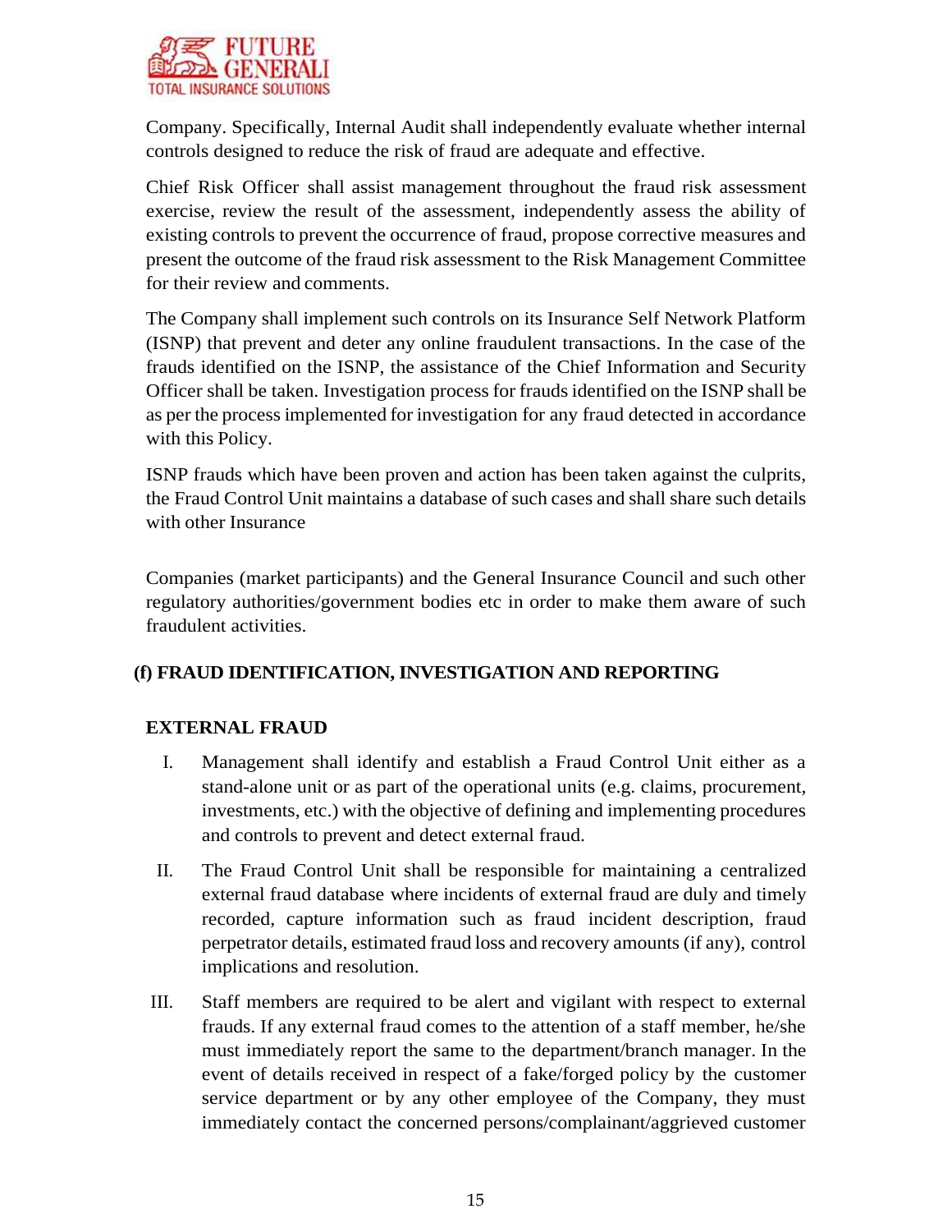Company. Specifically, Internal Audit shall independently evaluate whether internal controls designed to reduce the risk of fraud are adequate and effective.

Chief Risk Officer shall assist management throughout the fraud risk assessment exercise, review the result of the assessment, independently assess the ability of existing controls to prevent the occurrence of fraud, propose corrective measures and present the outcome of the fraud risk assessment to the Risk Management Committee for their review and comments.

The Company shall implement such controls on its Insurance Self Network Platform (ISNP) that prevent and deter any online fraudulent transactions. In the case of the frauds identified on the ISNP, the assistance of the Chief Information and Security Officer shall be taken. Investigation process for frauds identified on the ISNP shall be as per the process implemented for investigation for any fraud detected in accordance with this Policy.

ISNP frauds which have been proven and action has been taken against the culprits, the Fraud Control Unit maintains a database of such cases and shall share such details with other Insurance

Companies (market participants) and the General Insurance Council and such other regulatory authorities/government bodies etc in order to make them aware of such fraudulent activities.

## (f) FRAUD IDENTIFICATION, INVESTIGATION AND REPORTING

### EXTERNAL FRAUD

I. Management shall identify and establish a Fraud Control Unit either as a stand-alone unit or as part of the operational units (e.g. claims, procurement, investments, etc.) with the objective of defining and implementing procedures and controls to prevent and detect external fraud.

II. The Fraud Control Unit shall be responsible for maintaining a centralized external fraud database where incidents of external fraud are duly and timely recorded, capture information such as fraud incident description, fraud perpetrator details, estimated fraud loss and recovery amounts (if any), control implications and resolution.

III. Staff members are required to be alert and vigilant with respect to external frauds. If any external fraud comes to the attention of a staff member, he/she must immediately report the same to the department/branch manager. In the event of details received in respect of a fake/forged policy by the customer service department or by any other employee of the Company, they must immediately contact the concerned persons/complainant/aggrieved customer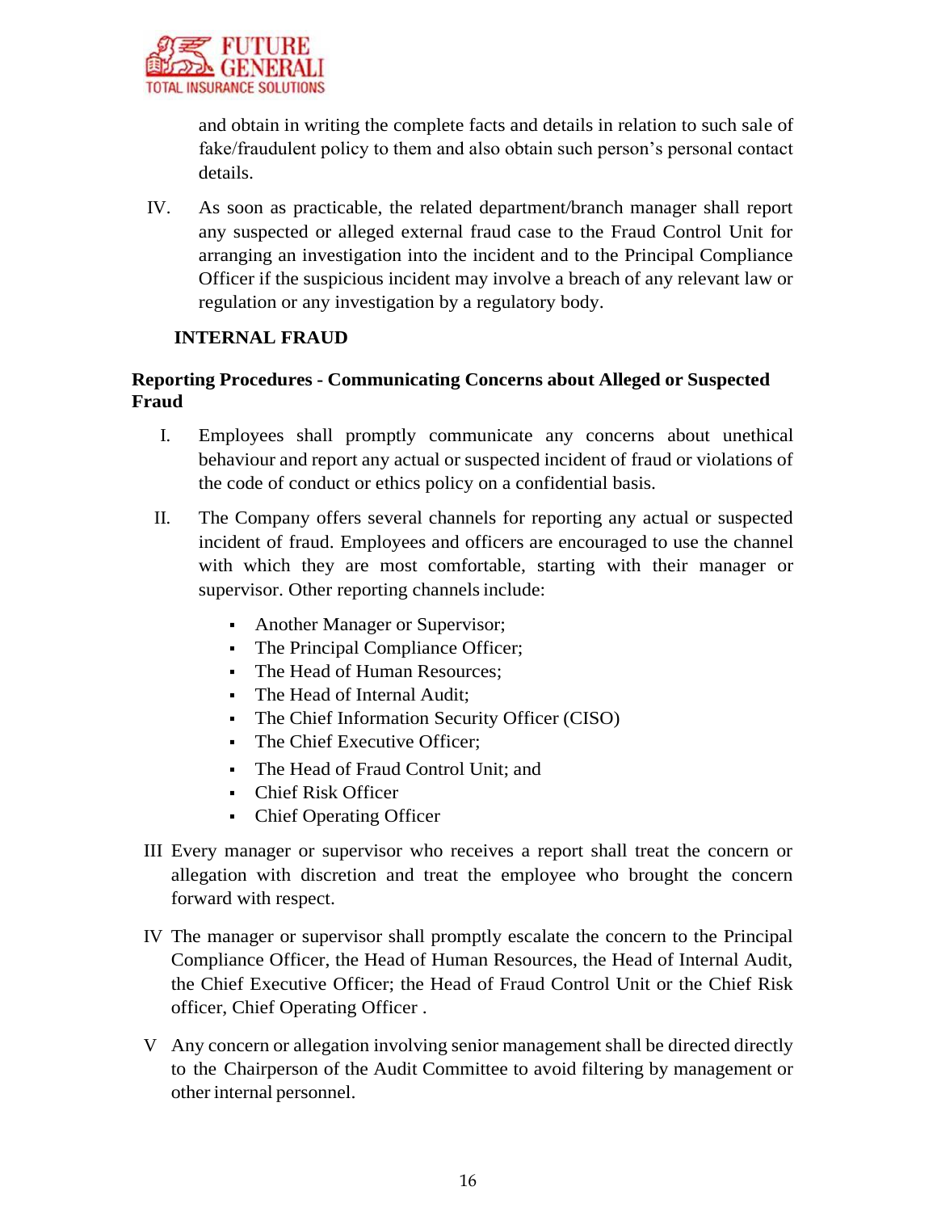and obtain in writing the complete facts and details in relation to such sale of fake/fraudulent policy to them and also obtain such person's personal contact details.

IV. As soon as practicable, the related department/branch manager shall report any suspected or alleged external fraud case to the Fraud Control Unit for arranging an investigation into the incident and to the Principal Compliance Officer if the suspicious incident may involve a breach of any relevant law or regulation or any investigation by a regulatory body.

**INTERNAL FRAUD**

**Reporting Procedures - Communicating Concerns about Alleged or Suspected Fraud**

I. Employees shall promptly communicate any concerns about unethical behaviour and report any actual or suspected incident of fraud or violations of the code of conduct or ethics policy on a confidential basis.

II. The Company offers several channels for reporting any actual or suspected incident of fraud. Employees and officers are encouraged to use the channel with which they are most comfortable, starting with their manager or supervisor. Other reporting channels include:

- Another Manager or Supervisor;
- The Principal Compliance Officer;
- The Head of Human Resources;
- The Head of Internal Audit;
- The Chief Information Security Officer (CISO)
- The Chief Executive Officer;
- The Head of Fraud Control Unit; and
- Chief Risk Officer
- Chief Operating Officer

III Every manager or supervisor who receives a report shall treat the concern or allegation with discretion and treat the employee who brought the concern forward with respect.

IV The manager or supervisor shall promptly escalate the concern to the Principal Compliance Officer, the Head of Human Resources, the Head of Internal Audit, the Chief Executive Officer; the Head of Fraud Control Unit or the Chief Risk officer, Chief Operating Officer .

V Any concern or allegation involving senior management shall be directed directly to the Chairperson of the Audit Committee to avoid filtering by management or other internal personnel.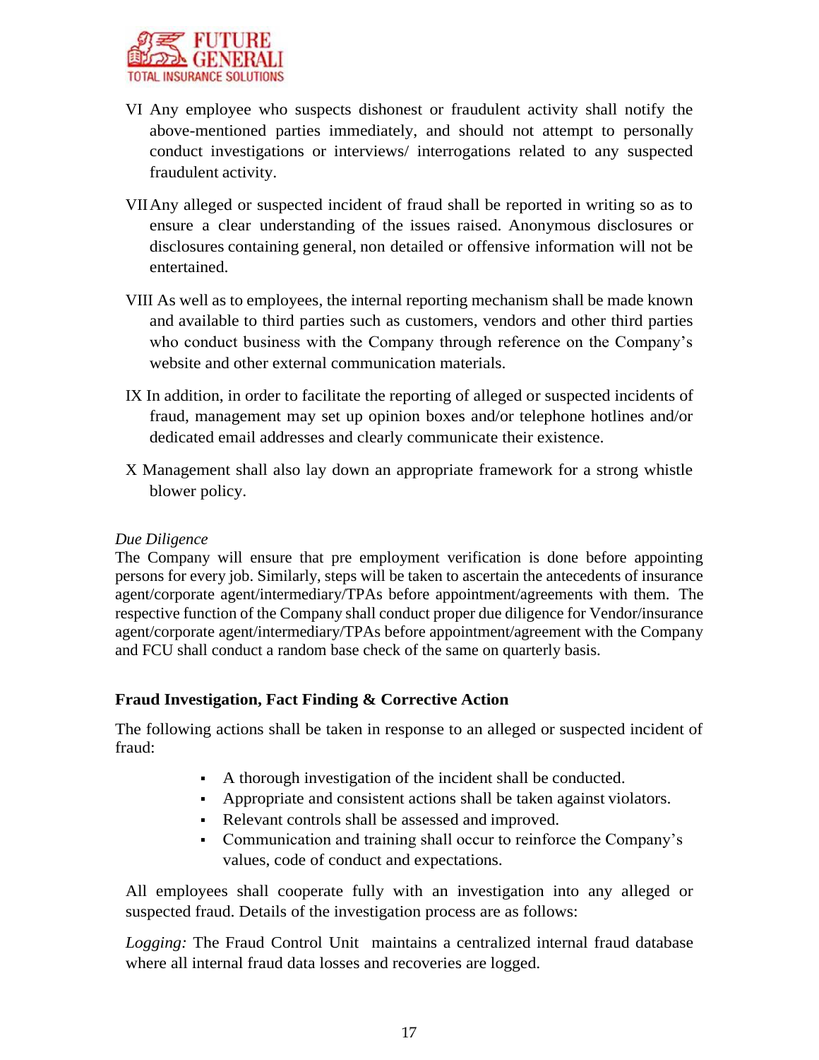VI Any employee who suspects dishonest or fraudulent activity shall notify the above-mentioned parties immediately, and should not attempt to personally conduct investigations or interviews/ interrogations related to any suspected fraudulent activity.

VII Any alleged or suspected incident of fraud shall be reported in writing so as to ensure a clear understanding of the issues raised. Anonymous disclosures or disclosures containing general, non detailed or offensive information will not be entertained.

VIII As well as to employees, the internal reporting mechanism shall be made known and available to third parties such as customers, vendors and other third parties who conduct business with the Company through reference on the Company's website and other external communication materials.

IX In addition, in order to facilitate the reporting of alleged or suspected incidents of fraud, management may set up opinion boxes and/or telephone hotlines and/or dedicated email addresses and clearly communicate their existence.

X Management shall also lay down an appropriate framework for a strong whistle blower policy.

*Due Diligence*

The Company will ensure that pre employment verification is done before appointing persons for every job. Similarly, steps will be taken to ascertain the antecedents of insurance agent/corporate agent/intermediary/TPAs before appointment/agreements with them. The respective function of the Company shall conduct proper due diligence for Vendor/insurance agent/corporate agent/intermediary/TPAs before appointment/agreement with the Company and FCU shall conduct a random base check of the same on quarterly basis.

**Fraud Investigation, Fact Finding & Corrective Action**

The following actions shall be taken in response to an alleged or suspected incident of fraud:

- A thorough investigation of the incident shall be conducted.
- Appropriate and consistent actions shall be taken against violators.
- Relevant controls shall be assessed and improved.
- Communication and training shall occur to reinforce the Company's values, code of conduct and expectations.

All employees shall cooperate fully with an investigation into any alleged or suspected fraud. Details of the investigation process are as follows:

*Logging:* The Fraud Control Unit maintains a centralized internal fraud database where all internal fraud data losses and recoveries are logged.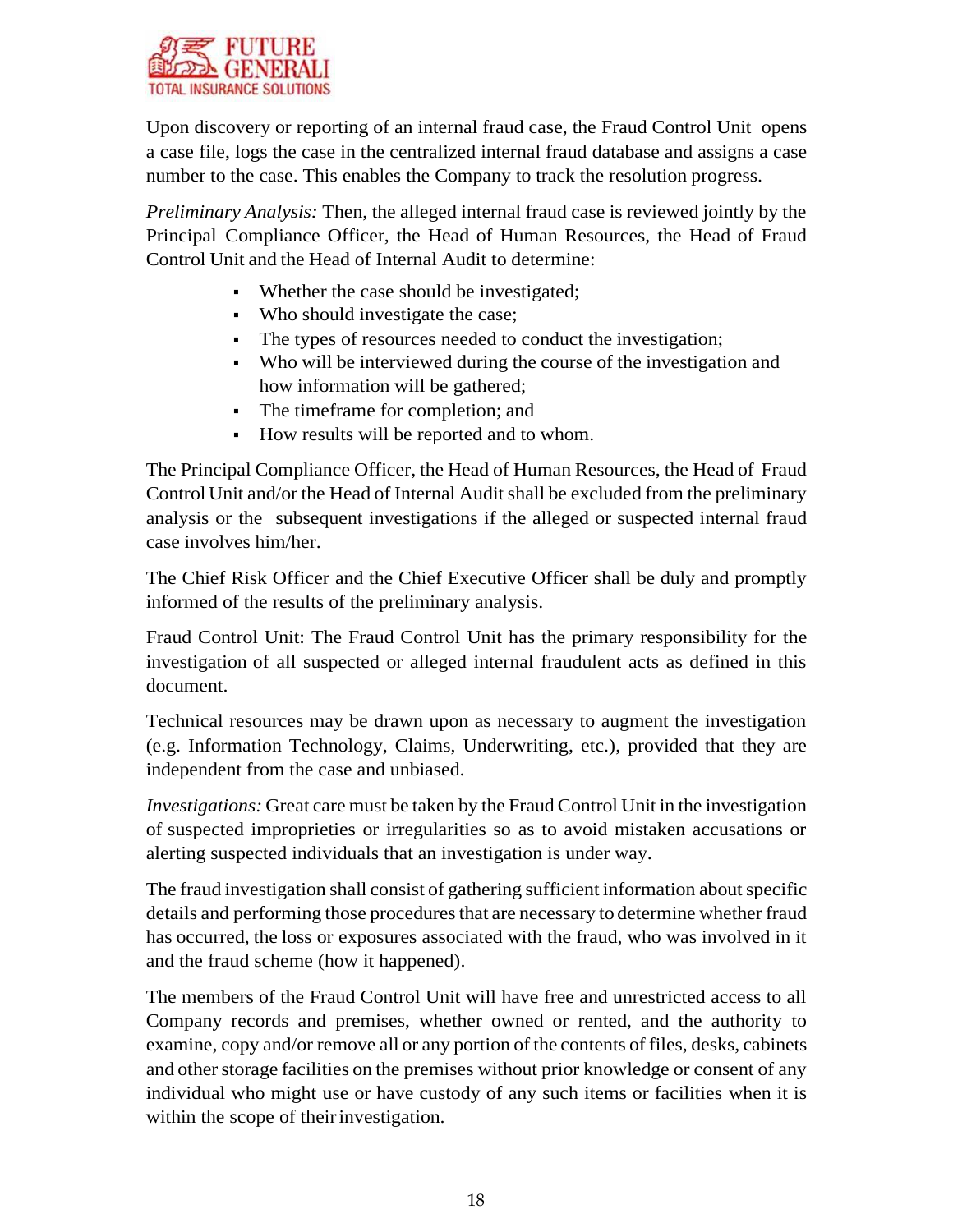Upon discovery or reporting of an internal fraud case, the Fraud Control Unit opens a case file, logs the case in the centralized internal fraud database and assigns a case number to the case. This enables the Company to track the resolution progress.

*Preliminary Analysis:* Then, the alleged internal fraud case is reviewed jointly by the Principal Compliance Officer, the Head of Human Resources, the Head of Fraud Control Unit and the Head of Internal Audit to determine:

- Whether the case should be investigated;
- Who should investigate the case;
- The types of resources needed to conduct the investigation;
- Who will be interviewed during the course of the investigation and how information will be gathered;
- The timeframe for completion; and
- How results will be reported and to whom.

The Principal Compliance Officer, the Head of Human Resources, the Head of Fraud Control Unit and/or the Head of Internal Audit shall be excluded from the preliminary analysis or the subsequent investigations if the alleged or suspected internal fraud case involves him/her.

The Chief Risk Officer and the Chief Executive Officer shall be duly and promptly informed of the results of the preliminary analysis.

Fraud Control Unit: The Fraud Control Unit has the primary responsibility for the investigation of all suspected or alleged internal fraudulent acts as defined in this document.

Technical resources may be drawn upon as necessary to augment the investigation (e.g. Information Technology, Claims, Underwriting, etc.), provided that they are independent from the case and unbiased.

*Investigations:* Great care must be taken by the Fraud Control Unit in the investigation of suspected improprieties or irregularities so as to avoid mistaken accusations or alerting suspected individuals that an investigation is under way.

The fraud investigation shall consist of gathering sufficient information about specific details and performing those procedures that are necessary to determine whether fraud has occurred, the loss or exposures associated with the fraud, who was involved in it and the fraud scheme (how it happened).

The members of the Fraud Control Unit will have free and unrestricted access to all Company records and premises, whether owned or rented, and the authority to examine, copy and/or remove all or any portion of the contents of files, desks, cabinets and other storage facilities on the premises without prior knowledge or consent of any individual who might use or have custody of any such items or facilities when it is within the scope of their investigation.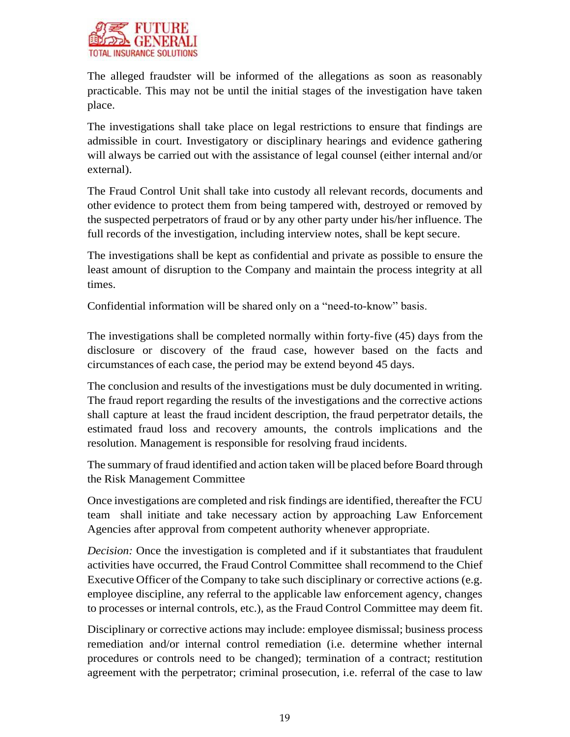The alleged fraudster will be informed of the allegations as soon as reasonably practicable. This may not be until the initial stages of the investigation have taken place.

The investigations shall take place on legal restrictions to ensure that findings are admissible in court. Investigatory or disciplinary hearings and evidence gathering will always be carried out with the assistance of legal counsel (either internal and/or external).

The Fraud Control Unit shall take into custody all relevant records, documents and other evidence to protect them from being tampered with, destroyed or removed by the suspected perpetrators of fraud or by any other party under his/her influence. The full records of the investigation, including interview notes, shall be kept secure.

The investigations shall be kept as confidential and private as possible to ensure the least amount of disruption to the Company and maintain the process integrity at all times.

Confidential information will be shared only on a "need-to-know" basis.

The investigations shall be completed normally within forty-five (45) days from the disclosure or discovery of the fraud case, however based on the facts and circumstances of each case, the period may be extend beyond 45 days.

The conclusion and results of the investigations must be duly documented in writing. The fraud report regarding the results of the investigations and the corrective actions shall capture at least the fraud incident description, the fraud perpetrator details, the estimated fraud loss and recovery amounts, the controls implications and the resolution. Management is responsible for resolving fraud incidents.

The summary of fraud identified and action taken will be placed before Board through the Risk Management Committee

Once investigations are completed and risk findings are identified, thereafter the FCU team shall initiate and take necessary action by approaching Law Enforcement Agencies after approval from competent authority whenever appropriate.

*Decision:* Once the investigation is completed and if it substantiates that fraudulent activities have occurred, the Fraud Control Committee shall recommend to the Chief Executive Officer of the Company to take such disciplinary or corrective actions (e.g. employee discipline, any referral to the applicable law enforcement agency, changes to processes or internal controls, etc.), as the Fraud Control Committee may deem fit.

Disciplinary or corrective actions may include: employee dismissal; business process remediation and/or internal control remediation (i.e. determine whether internal procedures or controls need to be changed); termination of a contract; restitution agreement with the perpetrator; criminal prosecution, i.e. referral of the case to law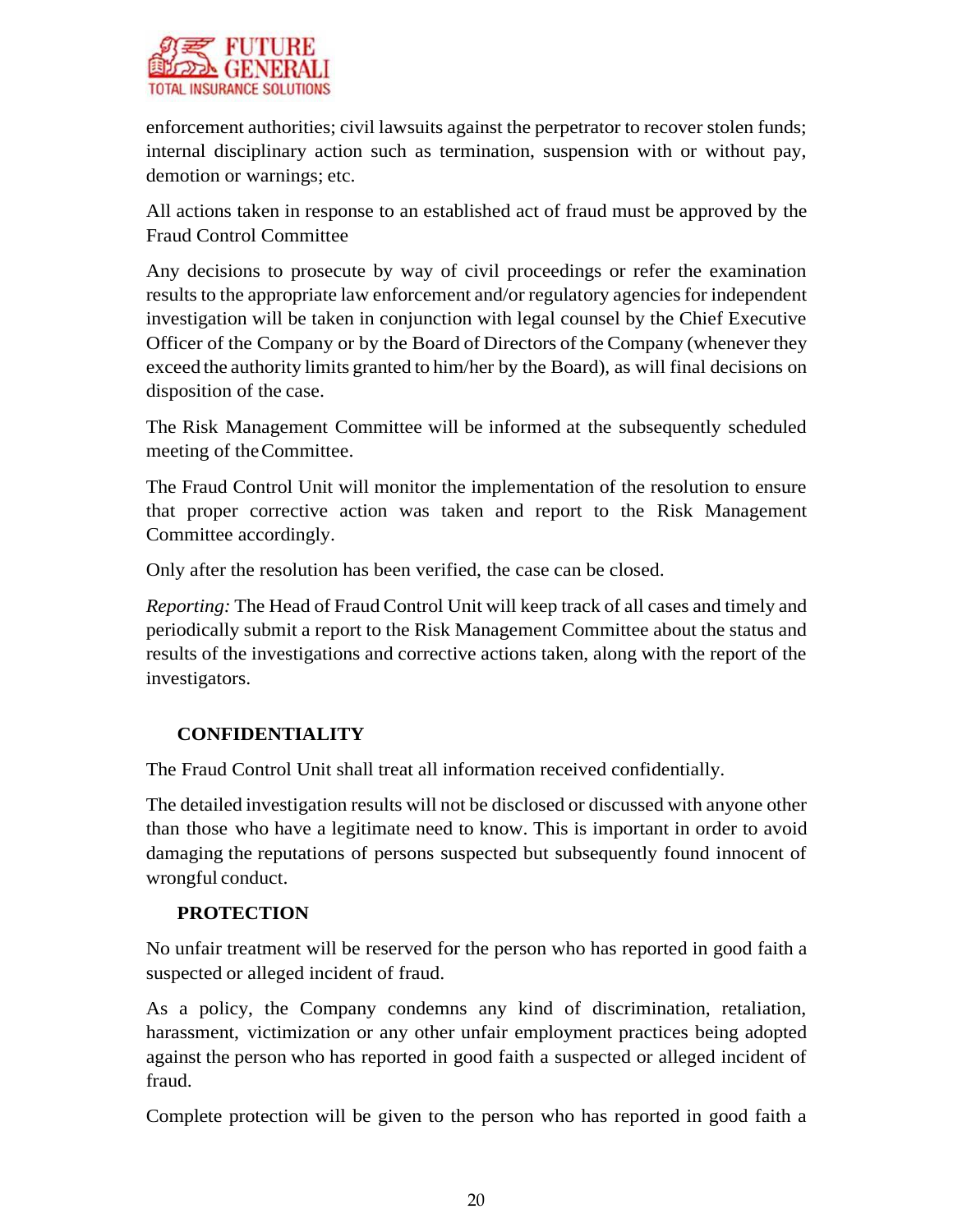enforcement authorities; civil lawsuits against the perpetrator to recover stolen funds; internal disciplinary action such as termination, suspension with or without pay, demotion or warnings; etc.

All actions taken in response to an established act of fraud must be approved by the Fraud Control Committee

Any decisions to prosecute by way of civil proceedings or refer the examination results to the appropriate law enforcement and/or regulatory agencies for independent investigation will be taken in conjunction with legal counsel by the Chief Executive Officer of the Company or by the Board of Directors of the Company (whenever they exceed the authority limits granted to him/her by the Board), as will final decisions on disposition of the case.

The Risk Management Committee will be informed at the subsequently scheduled meeting of the Committee.

The Fraud Control Unit will monitor the implementation of the resolution to ensure that proper corrective action was taken and report to the Risk Management Committee accordingly.

Only after the resolution has been verified, the case can be closed.

*Reporting:* The Head of Fraud Control Unit will keep track of all cases and timely and periodically submit a report to the Risk Management Committee about the status and results of the investigations and corrective actions taken, along with the report of the investigators.

## CONFIDENTIALITY

The Fraud Control Unit shall treat all information received confidentially.

The detailed investigation results will not be disclosed or discussed with anyone other than those who have a legitimate need to know. This is important in order to avoid damaging the reputations of persons suspected but subsequently found innocent of wrongful conduct.

## PROTECTION

No unfair treatment will be reserved for the person who has reported in good faith a suspected or alleged incident of fraud.

As a policy, the Company condemns any kind of discrimination, retaliation, harassment, victimization or any other unfair employment practices being adopted against the person who has reported in good faith a suspected or alleged incident of fraud.

Complete protection will be given to the person who has reported in good faith a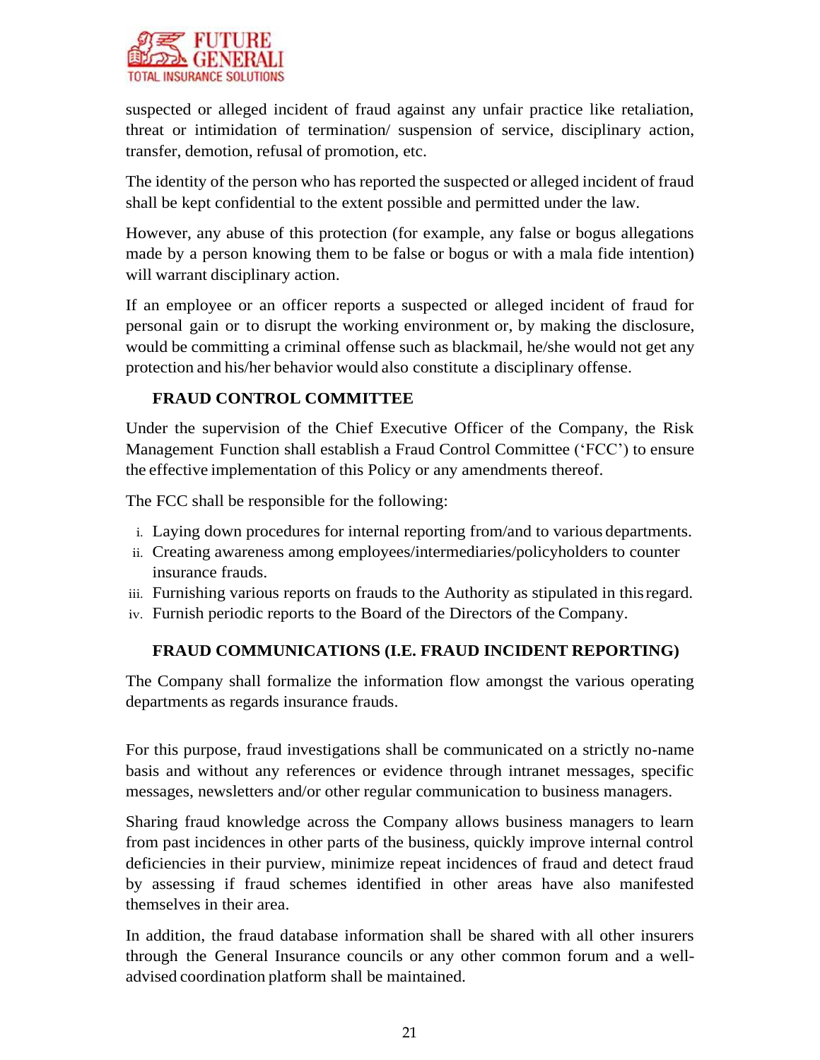suspected or alleged incident of fraud against any unfair practice like retaliation, threat or intimidation of termination/ suspension of service, disciplinary action, transfer, demotion, refusal of promotion, etc.

The identity of the person who has reported the suspected or alleged incident of fraud shall be kept confidential to the extent possible and permitted under the law.

However, any abuse of this protection (for example, any false or bogus allegations made by a person knowing them to be false or bogus or with a mala fide intention) will warrant disciplinary action.

If an employee or an officer reports a suspected or alleged incident of fraud for personal gain or to disrupt the working environment or, by making the disclosure, would be committing a criminal offense such as blackmail, he/she would not get any protection and his/her behavior would also constitute a disciplinary offense.

## FRAUD CONTROL COMMITTEE

Under the supervision of the Chief Executive Officer of the Company, the Risk Management Function shall establish a Fraud Control Committee ('FCC') to ensure the effective implementation of this Policy or any amendments thereof.

The FCC shall be responsible for the following:

i. Laying down procedures for internal reporting from/and to various departments.
ii. Creating awareness among employees/intermediaries/policyholders to counter insurance frauds.
iii. Furnishing various reports on frauds to the Authority as stipulated in this regard.
iv. Furnish periodic reports to the Board of the Directors of the Company.

## FRAUD COMMUNICATIONS (I.E. FRAUD INCIDENT REPORTING)

The Company shall formalize the information flow amongst the various operating departments as regards insurance frauds.

For this purpose, fraud investigations shall be communicated on a strictly no-name basis and without any references or evidence through intranet messages, specific messages, newsletters and/or other regular communication to business managers.

Sharing fraud knowledge across the Company allows business managers to learn from past incidences in other parts of the business, quickly improve internal control deficiencies in their purview, minimize repeat incidences of fraud and detect fraud by assessing if fraud schemes identified in other areas have also manifested themselves in their area.

In addition, the fraud database information shall be shared with all other insurers through the General Insurance councils or any other common forum and a well-advised coordination platform shall be maintained.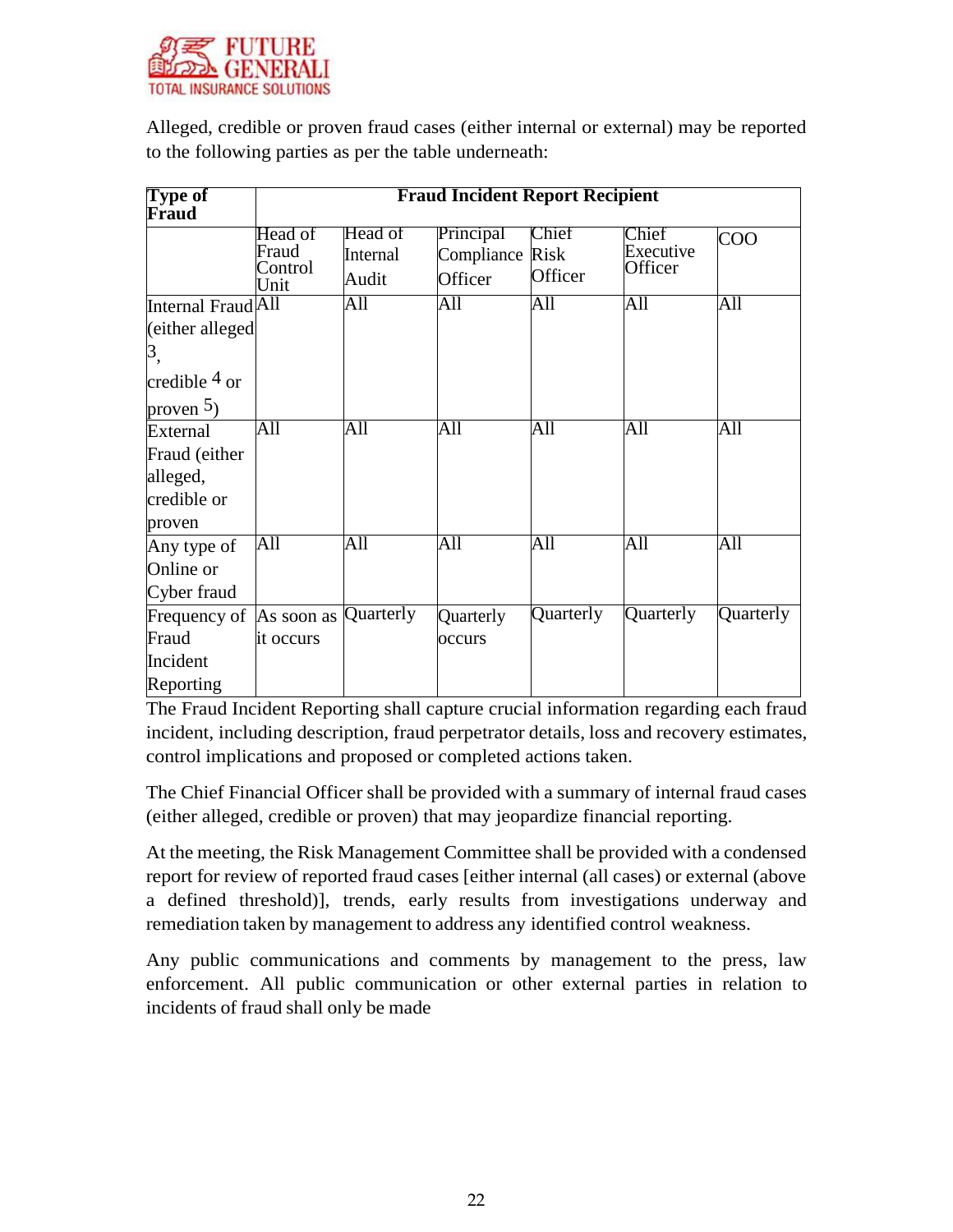Alleged, credible or proven fraud cases (either internal or external) may be reported to the following parties as per the table underneath:

| Type of Fraud | Fraud Incident Report Recipient | | | | | |
|---|---|---|---|---|---|---|
| | Head of Fraud Control Unit | Head of Internal Audit | Principal Compliance Officer | Chief Risk Officer | Chief Executive Officer | COO |
| Internal Fraud (either alleged [3], credible [4] or proven [5]) | All | All | All | All | All | All |
| External Fraud (either alleged, credible or proven | All | All | All | All | All | All |
| Any type of Online or Cyber fraud | All | All | All | All | All | All |
| Frequency of Fraud Incident Reporting | As soon as it occurs | Quarterly | Quarterly occurs | Quarterly | Quarterly | Quarterly |

The Fraud Incident Reporting shall capture crucial information regarding each fraud incident, including description, fraud perpetrator details, loss and recovery estimates, control implications and proposed or completed actions taken.

The Chief Financial Officer shall be provided with a summary of internal fraud cases (either alleged, credible or proven) that may jeopardize financial reporting.

At the meeting, the Risk Management Committee shall be provided with a condensed report for review of reported fraud cases [either internal (all cases) or external (above a defined threshold)], trends, early results from investigations underway and remediation taken by management to address any identified control weakness.

Any public communications and comments by management to the press, law enforcement. All public communication or other external parties in relation to incidents of fraud shall only be made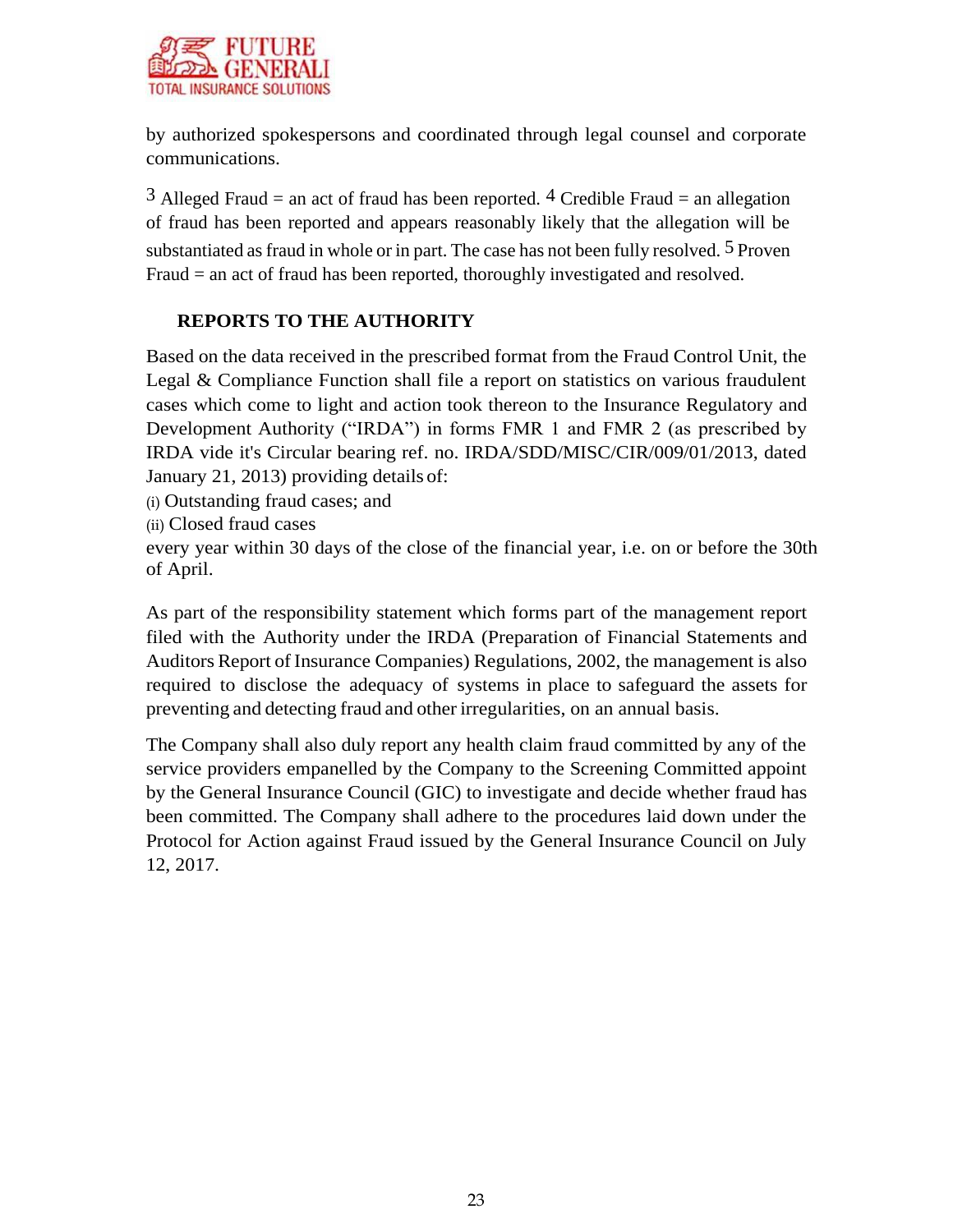by authorized spokespersons and coordinated through legal counsel and corporate communications.

[3] Alleged Fraud = an act of fraud has been reported. [4] Credible Fraud = an allegation of fraud has been reported and appears reasonably likely that the allegation will be substantiated as fraud in whole or in part. The case has not been fully resolved. [5] Proven Fraud = an act of fraud has been reported, thoroughly investigated and resolved.

**REPORTS TO THE AUTHORITY**

Based on the data received in the prescribed format from the Fraud Control Unit, the Legal & Compliance Function shall file a report on statistics on various fraudulent cases which come to light and action took thereon to the Insurance Regulatory and Development Authority ("IRDA") in forms FMR 1 and FMR 2 (as prescribed by IRDA vide it's Circular bearing ref. no. IRDA/SDD/MISC/CIR/009/01/2013, dated January 21, 2013) providing details of:

(i) Outstanding fraud cases; and
(ii) Closed fraud cases

every year within 30 days of the close of the financial year, i.e. on or before the 30th of April.

As part of the responsibility statement which forms part of the management report filed with the Authority under the IRDA (Preparation of Financial Statements and Auditors Report of Insurance Companies) Regulations, 2002, the management is also required to disclose the adequacy of systems in place to safeguard the assets for preventing and detecting fraud and other irregularities, on an annual basis.

The Company shall also duly report any health claim fraud committed by any of the service providers empanelled by the Company to the Screening Committed appoint by the General Insurance Council (GIC) to investigate and decide whether fraud has been committed. The Company shall adhere to the procedures laid down under the Protocol for Action against Fraud issued by the General Insurance Council on July 12, 2017.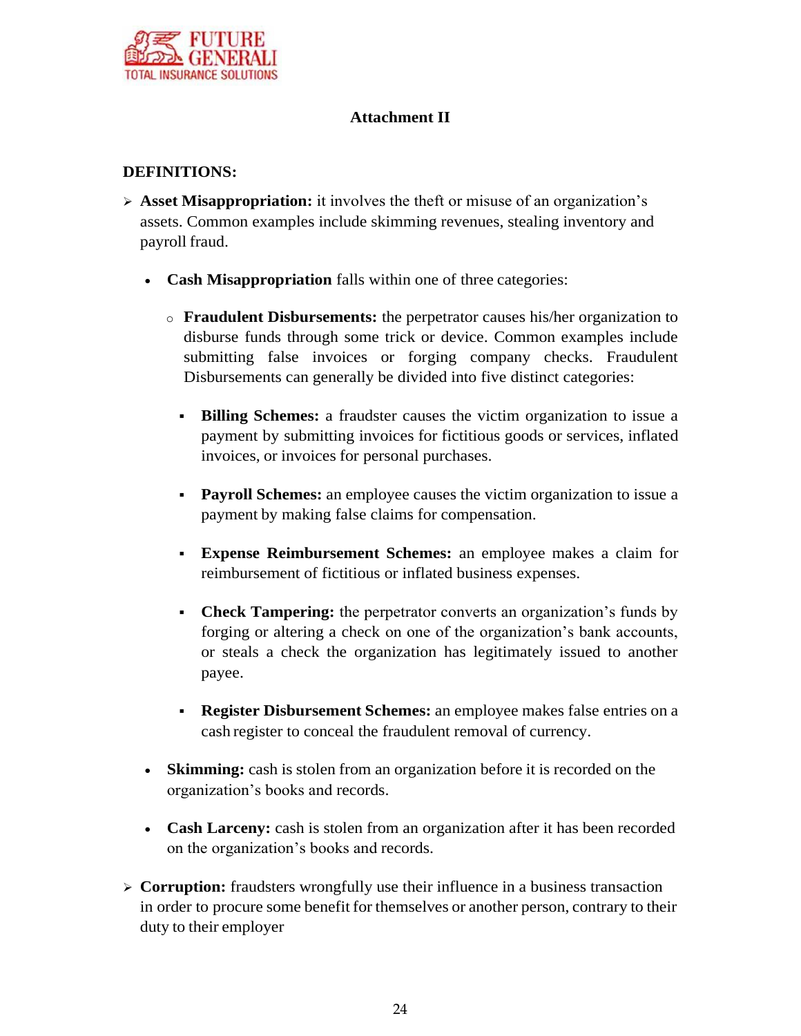## Attachment II

**DEFINITIONS:**

- **Asset Misappropriation:** it involves the theft or misuse of an organization's assets. Common examples include skimming revenues, stealing inventory and payroll fraud.
  - **Cash Misappropriation** falls within one of three categories:
    - **Fraudulent Disbursements:** the perpetrator causes his/her organization to disburse funds through some trick or device. Common examples include submitting false invoices or forging company checks. Fraudulent Disbursements can generally be divided into five distinct categories:
      - **Billing Schemes:** a fraudster causes the victim organization to issue a payment by submitting invoices for fictitious goods or services, inflated invoices, or invoices for personal purchases.
      - **Payroll Schemes:** an employee causes the victim organization to issue a payment by making false claims for compensation.
      - **Expense Reimbursement Schemes:** an employee makes a claim for reimbursement of fictitious or inflated business expenses.
      - **Check Tampering:** the perpetrator converts an organization's funds by forging or altering a check on one of the organization's bank accounts, or steals a check the organization has legitimately issued to another payee.
      - **Register Disbursement Schemes:** an employee makes false entries on a cash register to conceal the fraudulent removal of currency.
  - **Skimming:** cash is stolen from an organization before it is recorded on the organization's books and records.
  - **Cash Larceny:** cash is stolen from an organization after it has been recorded on the organization's books and records.
- **Corruption:** fraudsters wrongfully use their influence in a business transaction in order to procure some benefit for themselves or another person, contrary to their duty to their employer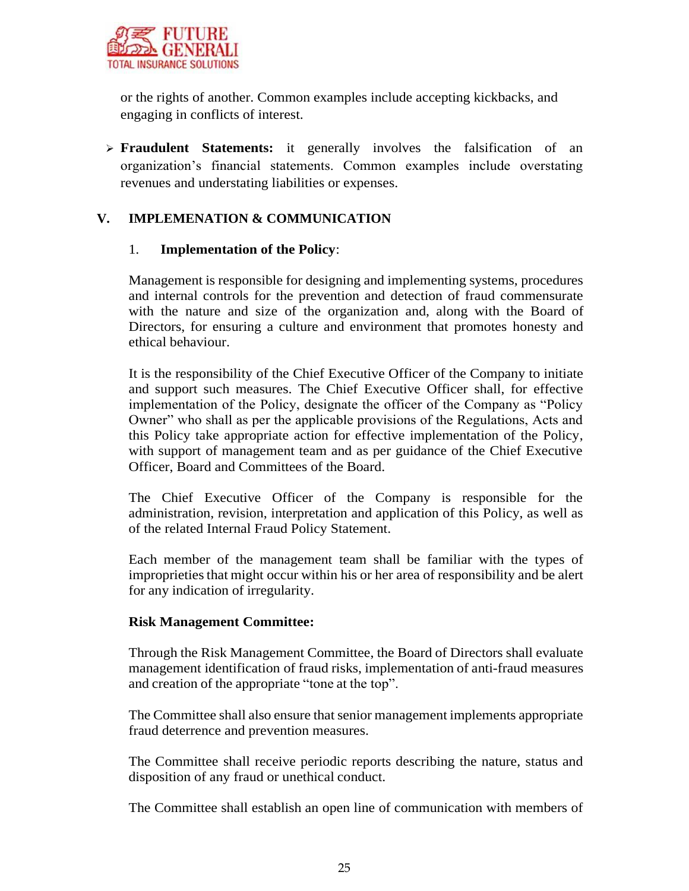or the rights of another. Common examples include accepting kickbacks, and engaging in conflicts of interest.

- **Fraudulent Statements:** it generally involves the falsification of an organization's financial statements. Common examples include overstating revenues and understating liabilities or expenses.

## V. IMPLEMENATION & COMMUNICATION

### 1. Implementation of the Policy:

Management is responsible for designing and implementing systems, procedures and internal controls for the prevention and detection of fraud commensurate with the nature and size of the organization and, along with the Board of Directors, for ensuring a culture and environment that promotes honesty and ethical behaviour.

It is the responsibility of the Chief Executive Officer of the Company to initiate and support such measures. The Chief Executive Officer shall, for effective implementation of the Policy, designate the officer of the Company as "Policy Owner" who shall as per the applicable provisions of the Regulations, Acts and this Policy take appropriate action for effective implementation of the Policy, with support of management team and as per guidance of the Chief Executive Officer, Board and Committees of the Board.

The Chief Executive Officer of the Company is responsible for the administration, revision, interpretation and application of this Policy, as well as of the related Internal Fraud Policy Statement.

Each member of the management team shall be familiar with the types of improprieties that might occur within his or her area of responsibility and be alert for any indication of irregularity.

**Risk Management Committee:**

Through the Risk Management Committee, the Board of Directors shall evaluate management identification of fraud risks, implementation of anti-fraud measures and creation of the appropriate "tone at the top".

The Committee shall also ensure that senior management implements appropriate fraud deterrence and prevention measures.

The Committee shall receive periodic reports describing the nature, status and disposition of any fraud or unethical conduct.

The Committee shall establish an open line of communication with members of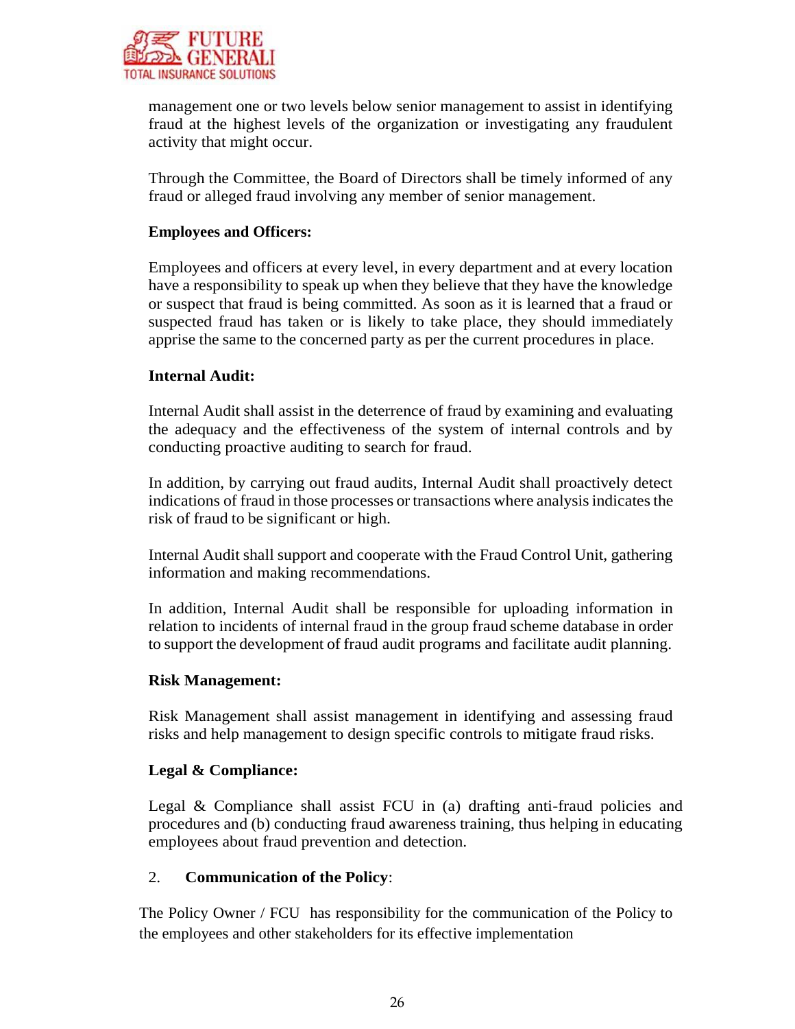management one or two levels below senior management to assist in identifying fraud at the highest levels of the organization or investigating any fraudulent activity that might occur.

Through the Committee, the Board of Directors shall be timely informed of any fraud or alleged fraud involving any member of senior management.

**Employees and Officers:**

Employees and officers at every level, in every department and at every location have a responsibility to speak up when they believe that they have the knowledge or suspect that fraud is being committed. As soon as it is learned that a fraud or suspected fraud has taken or is likely to take place, they should immediately apprise the same to the concerned party as per the current procedures in place.

**Internal Audit:**

Internal Audit shall assist in the deterrence of fraud by examining and evaluating the adequacy and the effectiveness of the system of internal controls and by conducting proactive auditing to search for fraud.

In addition, by carrying out fraud audits, Internal Audit shall proactively detect indications of fraud in those processes or transactions where analysis indicates the risk of fraud to be significant or high.

Internal Audit shall support and cooperate with the Fraud Control Unit, gathering information and making recommendations.

In addition, Internal Audit shall be responsible for uploading information in relation to incidents of internal fraud in the group fraud scheme database in order to support the development of fraud audit programs and facilitate audit planning.

**Risk Management:**

Risk Management shall assist management in identifying and assessing fraud risks and help management to design specific controls to mitigate fraud risks.

**Legal & Compliance:**

Legal & Compliance shall assist FCU in (a) drafting anti-fraud policies and procedures and (b) conducting fraud awareness training, thus helping in educating employees about fraud prevention and detection.

2. **Communication of the Policy**:

The Policy Owner / FCU has responsibility for the communication of the Policy to the employees and other stakeholders for its effective implementation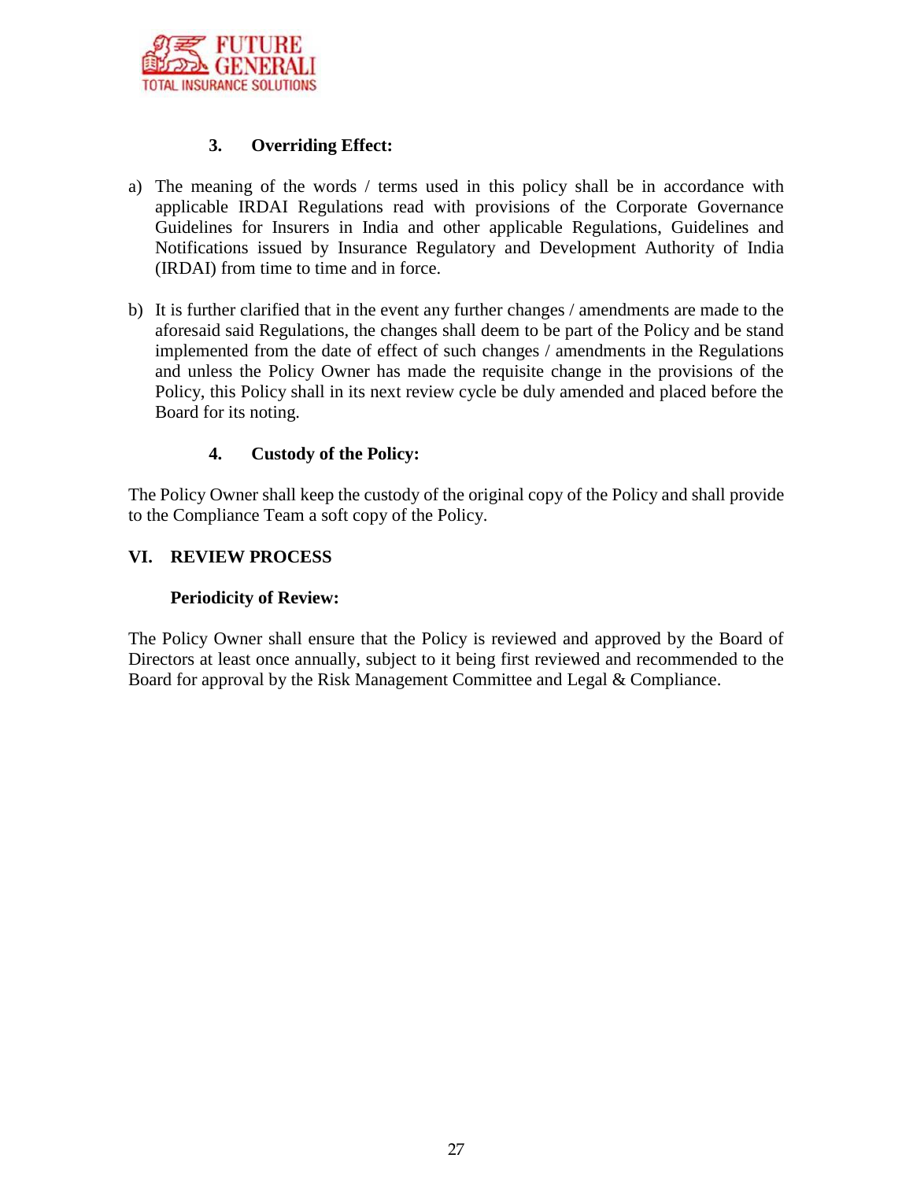### 3. Overriding Effect:

a) The meaning of the words / terms used in this policy shall be in accordance with applicable IRDAI Regulations read with provisions of the Corporate Governance Guidelines for Insurers in India and other applicable Regulations, Guidelines and Notifications issued by Insurance Regulatory and Development Authority of India (IRDAI) from time to time and in force.

b) It is further clarified that in the event any further changes / amendments are made to the aforesaid said Regulations, the changes shall deem to be part of the Policy and be stand implemented from the date of effect of such changes / amendments in the Regulations and unless the Policy Owner has made the requisite change in the provisions of the Policy, this Policy shall in its next review cycle be duly amended and placed before the Board for its noting.

### 4. Custody of the Policy:

The Policy Owner shall keep the custody of the original copy of the Policy and shall provide to the Compliance Team a soft copy of the Policy.

## VI. REVIEW PROCESS

**Periodicity of Review:**

The Policy Owner shall ensure that the Policy is reviewed and approved by the Board of Directors at least once annually, subject to it being first reviewed and recommended to the Board for approval by the Risk Management Committee and Legal & Compliance.